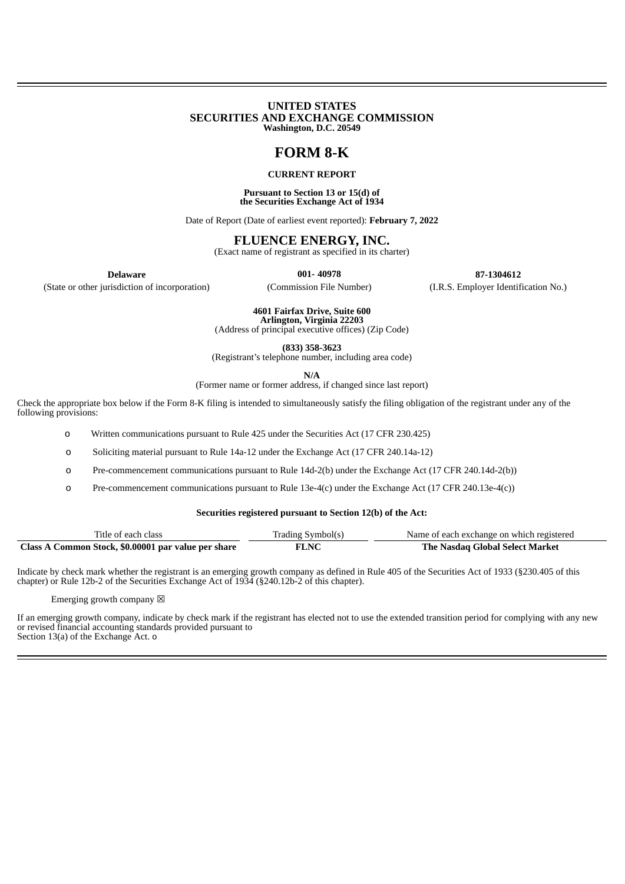**UNITED STATES**
**SECURITIES AND EXCHANGE COMMISSION**
**Washington, D.C. 20549**

# FORM 8-K

**CURRENT REPORT**

**Pursuant to Section 13 or 15(d) of the Securities Exchange Act of 1934**

Date of Report (Date of earliest event reported): **February 7, 2022**

## FLUENCE ENERGY, INC.

(Exact name of registrant as specified in its charter)

| **Delaware** | **001- 40978** | **87-1304612** |
|---|---|---|
| (State or other jurisdiction of incorporation) | (Commission File Number) | (I.R.S. Employer Identification No.) |

**4601 Fairfax Drive, Suite 600**
**Arlington, Virginia 22203**
(Address of principal executive offices) (Zip Code)

**(833) 358-3623**
(Registrant's telephone number, including area code)

**N/A**
(Former name or former address, if changed since last report)

Check the appropriate box below if the Form 8-K filing is intended to simultaneously satisfy the filing obligation of the registrant under any of the following provisions:

o Written communications pursuant to Rule 425 under the Securities Act (17 CFR 230.425)

o Soliciting material pursuant to Rule 14a-12 under the Exchange Act (17 CFR 240.14a-12)

o Pre-commencement communications pursuant to Rule 14d-2(b) under the Exchange Act (17 CFR 240.14d-2(b))

o Pre-commencement communications pursuant to Rule 13e-4(c) under the Exchange Act (17 CFR 240.13e-4(c))

**Securities registered pursuant to Section 12(b) of the Act:**

| Title of each class | Trading Symbol(s) | Name of each exchange on which registered |
|---|---|---|
| **Class A Common Stock, $0.00001 par value per share** | **FLNC** | **The Nasdaq Global Select Market** |

Indicate by check mark whether the registrant is an emerging growth company as defined in Rule 405 of the Securities Act of 1933 (§230.405 of this chapter) or Rule 12b-2 of the Securities Exchange Act of 1934 (§240.12b-2 of this chapter).

Emerging growth company ☒

If an emerging growth company, indicate by check mark if the registrant has elected not to use the extended transition period for complying with any new or revised financial accounting standards provided pursuant to Section 13(a) of the Exchange Act. o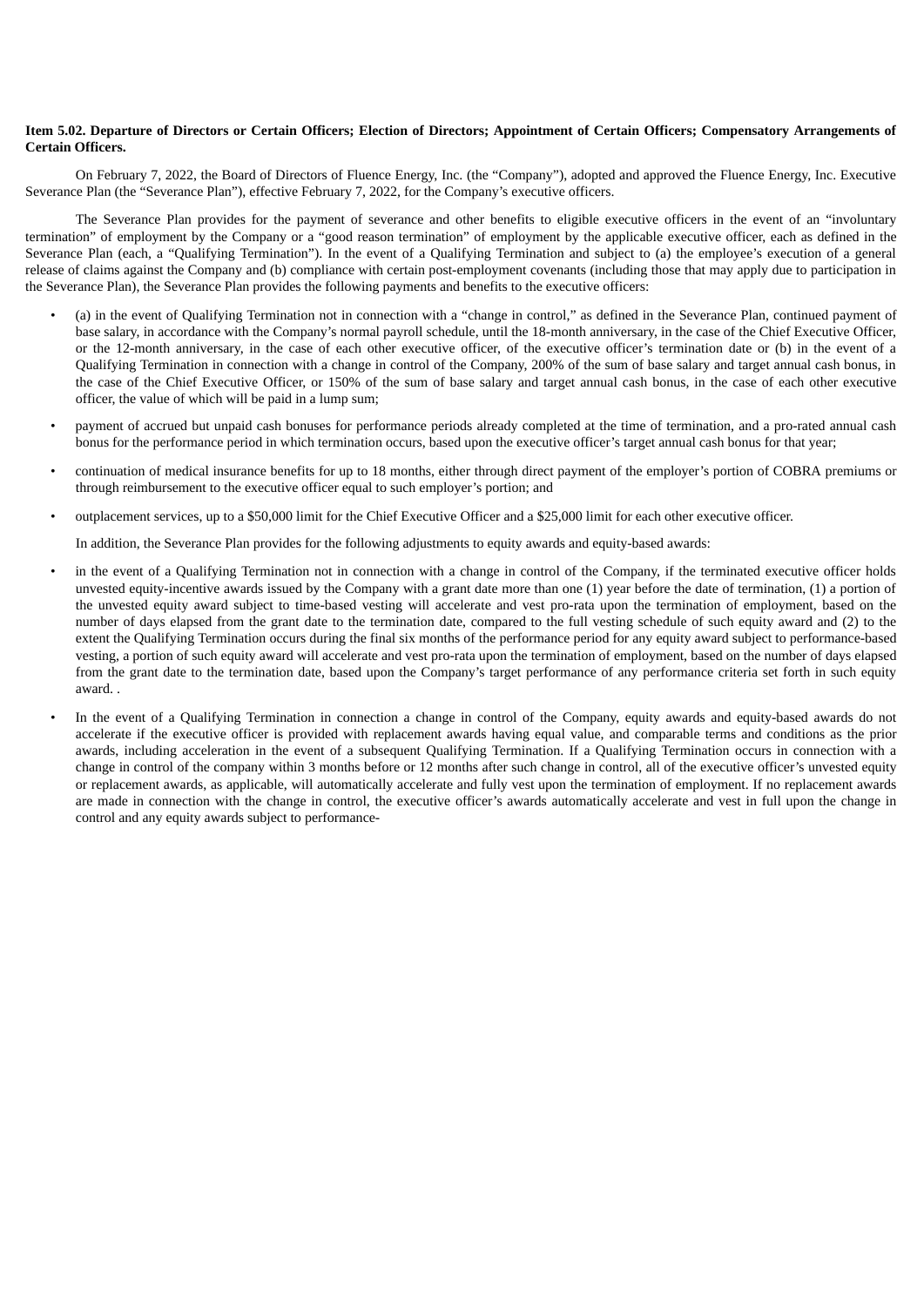**Item 5.02. Departure of Directors or Certain Officers; Election of Directors; Appointment of Certain Officers; Compensatory Arrangements of Certain Officers.**

On February 7, 2022, the Board of Directors of Fluence Energy, Inc. (the "Company"), adopted and approved the Fluence Energy, Inc. Executive Severance Plan (the "Severance Plan"), effective February 7, 2022, for the Company's executive officers.

The Severance Plan provides for the payment of severance and other benefits to eligible executive officers in the event of an "involuntary termination" of employment by the Company or a "good reason termination" of employment by the applicable executive officer, each as defined in the Severance Plan (each, a "Qualifying Termination"). In the event of a Qualifying Termination and subject to (a) the employee's execution of a general release of claims against the Company and (b) compliance with certain post-employment covenants (including those that may apply due to participation in the Severance Plan), the Severance Plan provides the following payments and benefits to the executive officers:

- (a) in the event of Qualifying Termination not in connection with a "change in control," as defined in the Severance Plan, continued payment of base salary, in accordance with the Company's normal payroll schedule, until the 18-month anniversary, in the case of the Chief Executive Officer, or the 12-month anniversary, in the case of each other executive officer, of the executive officer's termination date or (b) in the event of a Qualifying Termination in connection with a change in control of the Company, 200% of the sum of base salary and target annual cash bonus, in the case of the Chief Executive Officer, or 150% of the sum of base salary and target annual cash bonus, in the case of each other executive officer, the value of which will be paid in a lump sum;
- payment of accrued but unpaid cash bonuses for performance periods already completed at the time of termination, and a pro-rated annual cash bonus for the performance period in which termination occurs, based upon the executive officer's target annual cash bonus for that year;
- continuation of medical insurance benefits for up to 18 months, either through direct payment of the employer's portion of COBRA premiums or through reimbursement to the executive officer equal to such employer's portion; and
- outplacement services, up to a $50,000 limit for the Chief Executive Officer and a $25,000 limit for each other executive officer.

In addition, the Severance Plan provides for the following adjustments to equity awards and equity-based awards:

- in the event of a Qualifying Termination not in connection with a change in control of the Company, if the terminated executive officer holds unvested equity-incentive awards issued by the Company with a grant date more than one (1) year before the date of termination, (1) a portion of the unvested equity award subject to time-based vesting will accelerate and vest pro-rata upon the termination of employment, based on the number of days elapsed from the grant date to the termination date, compared to the full vesting schedule of such equity award and (2) to the extent the Qualifying Termination occurs during the final six months of the performance period for any equity award subject to performance-based vesting, a portion of such equity award will accelerate and vest pro-rata upon the termination of employment, based on the number of days elapsed from the grant date to the termination date, based upon the Company's target performance of any performance criteria set forth in such equity award. .
- In the event of a Qualifying Termination in connection a change in control of the Company, equity awards and equity-based awards do not accelerate if the executive officer is provided with replacement awards having equal value, and comparable terms and conditions as the prior awards, including acceleration in the event of a subsequent Qualifying Termination. If a Qualifying Termination occurs in connection with a change in control of the company within 3 months before or 12 months after such change in control, all of the executive officer's unvested equity or replacement awards, as applicable, will automatically accelerate and fully vest upon the termination of employment. If no replacement awards are made in connection with the change in control, the executive officer's awards automatically accelerate and vest in full upon the change in control and any equity awards subject to performance-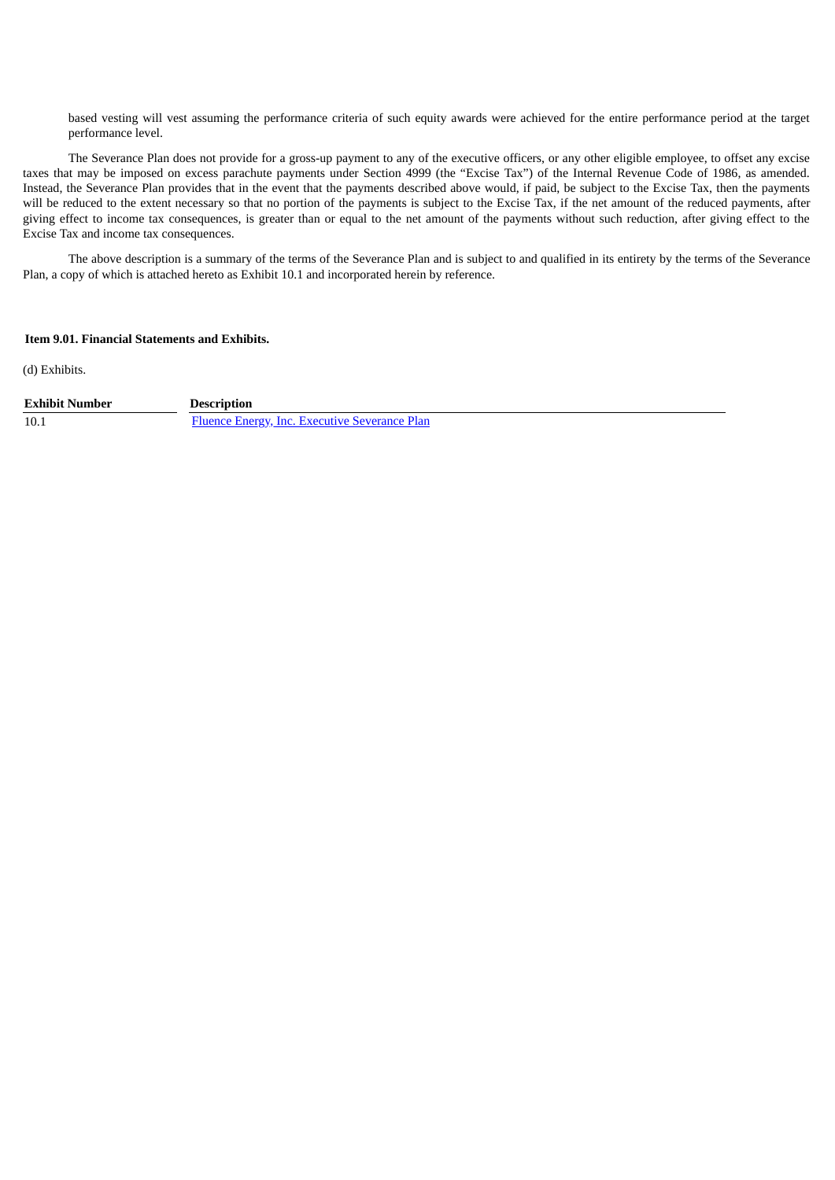based vesting will vest assuming the performance criteria of such equity awards were achieved for the entire performance period at the target performance level.

The Severance Plan does not provide for a gross-up payment to any of the executive officers, or any other eligible employee, to offset any excise taxes that may be imposed on excess parachute payments under Section 4999 (the "Excise Tax") of the Internal Revenue Code of 1986, as amended. Instead, the Severance Plan provides that in the event that the payments described above would, if paid, be subject to the Excise Tax, then the payments will be reduced to the extent necessary so that no portion of the payments is subject to the Excise Tax, if the net amount of the reduced payments, after giving effect to income tax consequences, is greater than or equal to the net amount of the payments without such reduction, after giving effect to the Excise Tax and income tax consequences.

The above description is a summary of the terms of the Severance Plan and is subject to and qualified in its entirety by the terms of the Severance Plan, a copy of which is attached hereto as Exhibit 10.1 and incorporated herein by reference.

**Item 9.01. Financial Statements and Exhibits.**

(d) Exhibits.

| Exhibit Number | Description |
| --- | --- |
| 10.1 | Fluence Energy, Inc. Executive Severance Plan |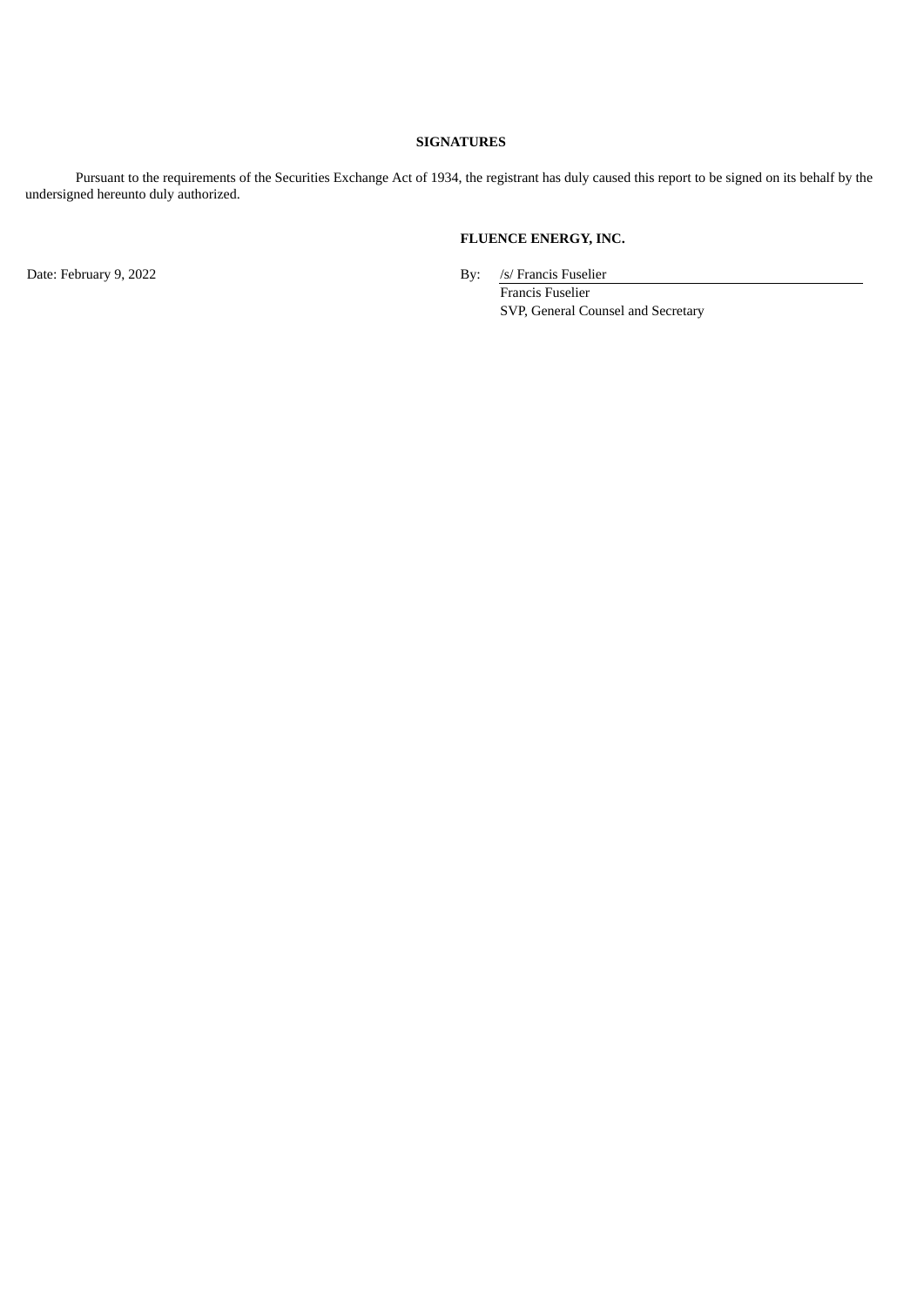**SIGNATURES**

Pursuant to the requirements of the Securities Exchange Act of 1934, the registrant has duly caused this report to be signed on its behalf by the undersigned hereunto duly authorized.

**FLUENCE ENERGY, INC.**

Date: February 9, 2022

By: /s/ Francis Fuselier
Francis Fuselier
SVP, General Counsel and Secretary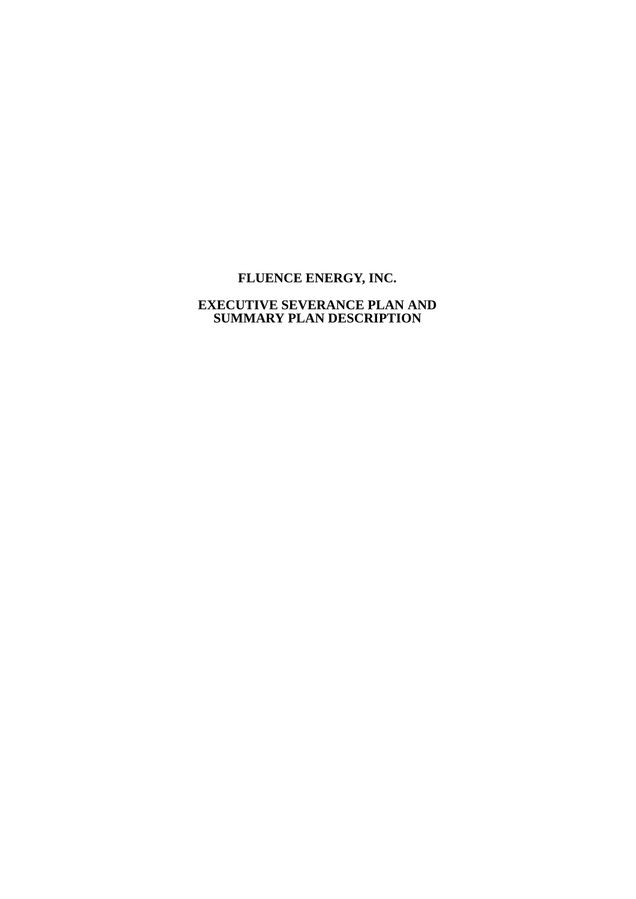# FLUENCE ENERGY, INC.

## EXECUTIVE SEVERANCE PLAN AND SUMMARY PLAN DESCRIPTION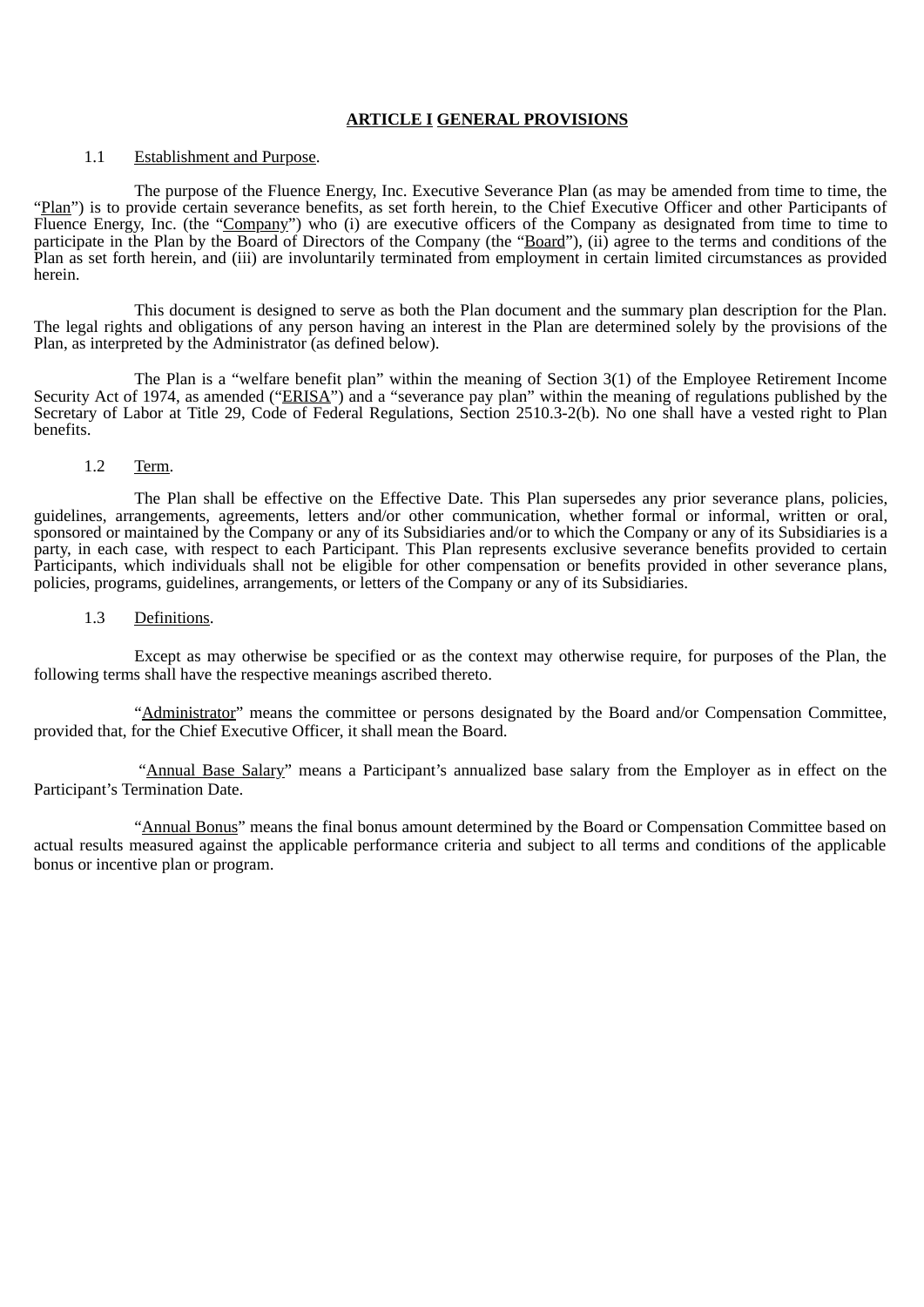## ARTICLE I GENERAL PROVISIONS

1.1 Establishment and Purpose.

The purpose of the Fluence Energy, Inc. Executive Severance Plan (as may be amended from time to time, the "Plan") is to provide certain severance benefits, as set forth herein, to the Chief Executive Officer and other Participants of Fluence Energy, Inc. (the "Company") who (i) are executive officers of the Company as designated from time to time to participate in the Plan by the Board of Directors of the Company (the "Board"), (ii) agree to the terms and conditions of the Plan as set forth herein, and (iii) are involuntarily terminated from employment in certain limited circumstances as provided herein.

This document is designed to serve as both the Plan document and the summary plan description for the Plan. The legal rights and obligations of any person having an interest in the Plan are determined solely by the provisions of the Plan, as interpreted by the Administrator (as defined below).

The Plan is a "welfare benefit plan" within the meaning of Section 3(1) of the Employee Retirement Income Security Act of 1974, as amended ("ERISA") and a "severance pay plan" within the meaning of regulations published by the Secretary of Labor at Title 29, Code of Federal Regulations, Section 2510.3-2(b). No one shall have a vested right to Plan benefits.

1.2 Term.

The Plan shall be effective on the Effective Date. This Plan supersedes any prior severance plans, policies, guidelines, arrangements, agreements, letters and/or other communication, whether formal or informal, written or oral, sponsored or maintained by the Company or any of its Subsidiaries and/or to which the Company or any of its Subsidiaries is a party, in each case, with respect to each Participant. This Plan represents exclusive severance benefits provided to certain Participants, which individuals shall not be eligible for other compensation or benefits provided in other severance plans, policies, programs, guidelines, arrangements, or letters of the Company or any of its Subsidiaries.

1.3 Definitions.

Except as may otherwise be specified or as the context may otherwise require, for purposes of the Plan, the following terms shall have the respective meanings ascribed thereto.

"Administrator" means the committee or persons designated by the Board and/or Compensation Committee, provided that, for the Chief Executive Officer, it shall mean the Board.

"Annual Base Salary" means a Participant's annualized base salary from the Employer as in effect on the Participant's Termination Date.

"Annual Bonus" means the final bonus amount determined by the Board or Compensation Committee based on actual results measured against the applicable performance criteria and subject to all terms and conditions of the applicable bonus or incentive plan or program.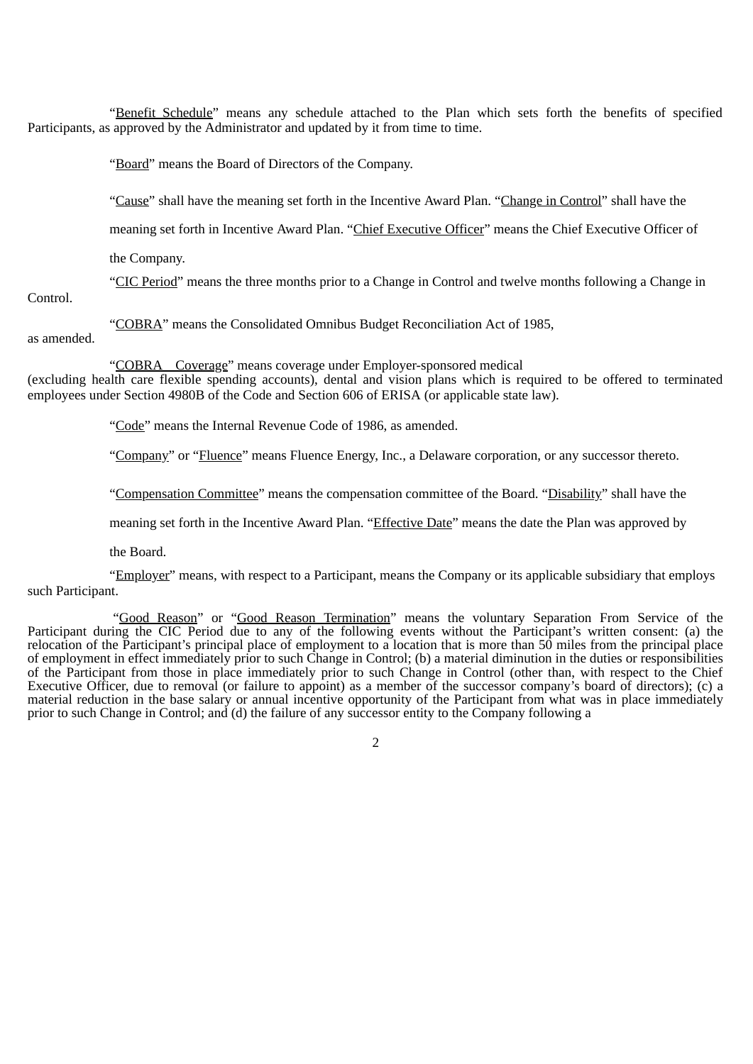"Benefit Schedule" means any schedule attached to the Plan which sets forth the benefits of specified Participants, as approved by the Administrator and updated by it from time to time.

"Board" means the Board of Directors of the Company.

"Cause" shall have the meaning set forth in the Incentive Award Plan.

"Change in Control" shall have the meaning set forth in Incentive Award Plan.

"Chief Executive Officer" means the Chief Executive Officer of the Company.

"CIC Period" means the three months prior to a Change in Control and twelve months following a Change in Control.

"COBRA" means the Consolidated Omnibus Budget Reconciliation Act of 1985, as amended.

"COBRA Coverage" means coverage under Employer-sponsored medical (excluding health care flexible spending accounts), dental and vision plans which is required to be offered to terminated employees under Section 4980B of the Code and Section 606 of ERISA (or applicable state law).

"Code" means the Internal Revenue Code of 1986, as amended.

"Company" or "Fluence" means Fluence Energy, Inc., a Delaware corporation, or any successor thereto.

"Compensation Committee" means the compensation committee of the Board.

"Disability" shall have the meaning set forth in the Incentive Award Plan.

"Effective Date" means the date the Plan was approved by the Board.

"Employer" means, with respect to a Participant, means the Company or its applicable subsidiary that employs such Participant.

"Good Reason" or "Good Reason Termination" means the voluntary Separation From Service of the Participant during the CIC Period due to any of the following events without the Participant's written consent: (a) the relocation of the Participant's principal place of employment to a location that is more than 50 miles from the principal place of employment in effect immediately prior to such Change in Control; (b) a material diminution in the duties or responsibilities of the Participant from those in place immediately prior to such Change in Control (other than, with respect to the Chief Executive Officer, due to removal (or failure to appoint) as a member of the successor company's board of directors); (c) a material reduction in the base salary or annual incentive opportunity of the Participant from what was in place immediately prior to such Change in Control; and (d) the failure of any successor entity to the Company following a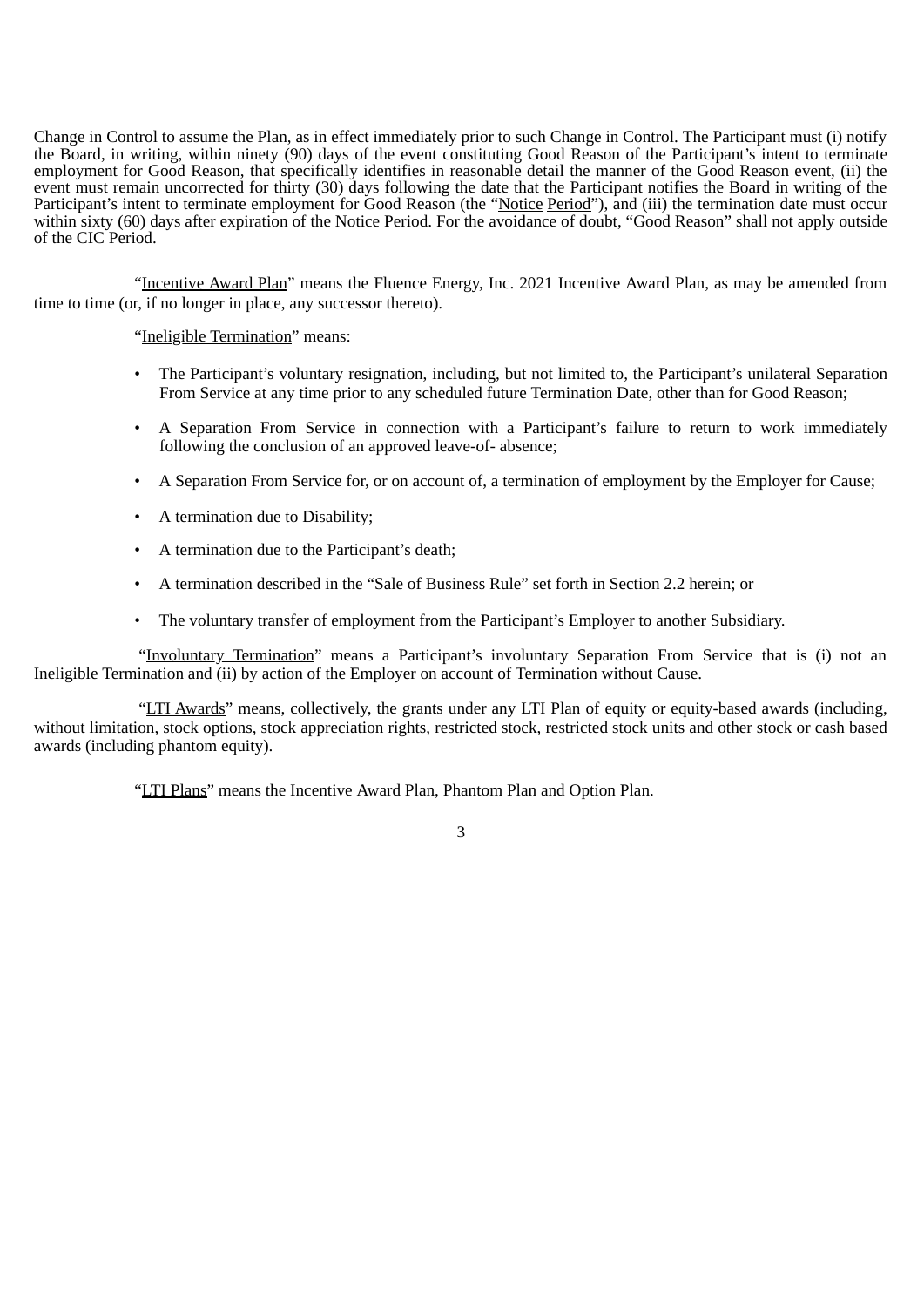Change in Control to assume the Plan, as in effect immediately prior to such Change in Control. The Participant must (i) notify the Board, in writing, within ninety (90) days of the event constituting Good Reason of the Participant's intent to terminate employment for Good Reason, that specifically identifies in reasonable detail the manner of the Good Reason event, (ii) the event must remain uncorrected for thirty (30) days following the date that the Participant notifies the Board in writing of the Participant's intent to terminate employment for Good Reason (the "Notice Period"), and (iii) the termination date must occur within sixty (60) days after expiration of the Notice Period. For the avoidance of doubt, "Good Reason" shall not apply outside of the CIC Period.

"Incentive Award Plan" means the Fluence Energy, Inc. 2021 Incentive Award Plan, as may be amended from time to time (or, if no longer in place, any successor thereto).

"Ineligible Termination" means:

- The Participant's voluntary resignation, including, but not limited to, the Participant's unilateral Separation From Service at any time prior to any scheduled future Termination Date, other than for Good Reason;
- A Separation From Service in connection with a Participant's failure to return to work immediately following the conclusion of an approved leave-of- absence;
- A Separation From Service for, or on account of, a termination of employment by the Employer for Cause;
- A termination due to Disability;
- A termination due to the Participant's death;
- A termination described in the "Sale of Business Rule" set forth in Section 2.2 herein; or
- The voluntary transfer of employment from the Participant's Employer to another Subsidiary.

"Involuntary Termination" means a Participant's involuntary Separation From Service that is (i) not an Ineligible Termination and (ii) by action of the Employer on account of Termination without Cause.

"LTI Awards" means, collectively, the grants under any LTI Plan of equity or equity-based awards (including, without limitation, stock options, stock appreciation rights, restricted stock, restricted stock units and other stock or cash based awards (including phantom equity).

"LTI Plans" means the Incentive Award Plan, Phantom Plan and Option Plan.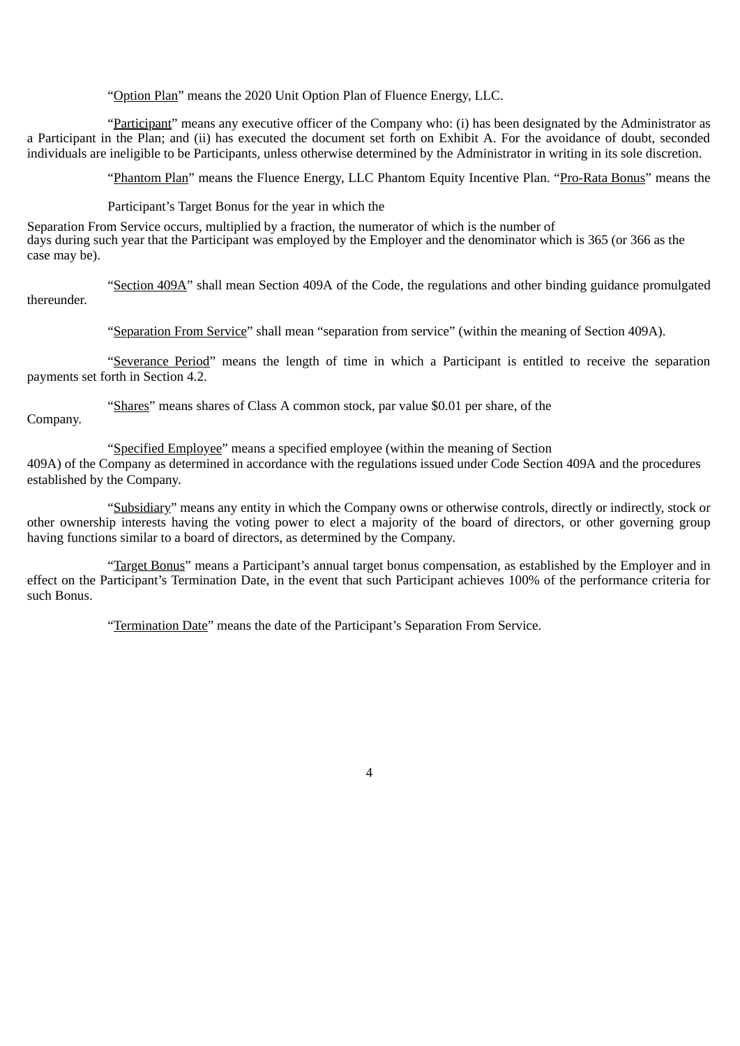"Option Plan" means the 2020 Unit Option Plan of Fluence Energy, LLC.

"Participant" means any executive officer of the Company who: (i) has been designated by the Administrator as a Participant in the Plan; and (ii) has executed the document set forth on Exhibit A. For the avoidance of doubt, seconded individuals are ineligible to be Participants, unless otherwise determined by the Administrator in writing in its sole discretion.

"Phantom Plan" means the Fluence Energy, LLC Phantom Equity Incentive Plan. "Pro-Rata Bonus" means the Participant's Target Bonus for the year in which the Separation From Service occurs, multiplied by a fraction, the numerator of which is the number of days during such year that the Participant was employed by the Employer and the denominator which is 365 (or 366 as the case may be).

"Section 409A" shall mean Section 409A of the Code, the regulations and other binding guidance promulgated thereunder.

"Separation From Service" shall mean "separation from service" (within the meaning of Section 409A).

"Severance Period" means the length of time in which a Participant is entitled to receive the separation payments set forth in Section 4.2.

"Shares" means shares of Class A common stock, par value $0.01 per share, of the Company.

"Specified Employee" means a specified employee (within the meaning of Section 409A) of the Company as determined in accordance with the regulations issued under Code Section 409A and the procedures established by the Company.

"Subsidiary" means any entity in which the Company owns or otherwise controls, directly or indirectly, stock or other ownership interests having the voting power to elect a majority of the board of directors, or other governing group having functions similar to a board of directors, as determined by the Company.

"Target Bonus" means a Participant's annual target bonus compensation, as established by the Employer and in effect on the Participant's Termination Date, in the event that such Participant achieves 100% of the performance criteria for such Bonus.

"Termination Date" means the date of the Participant's Separation From Service.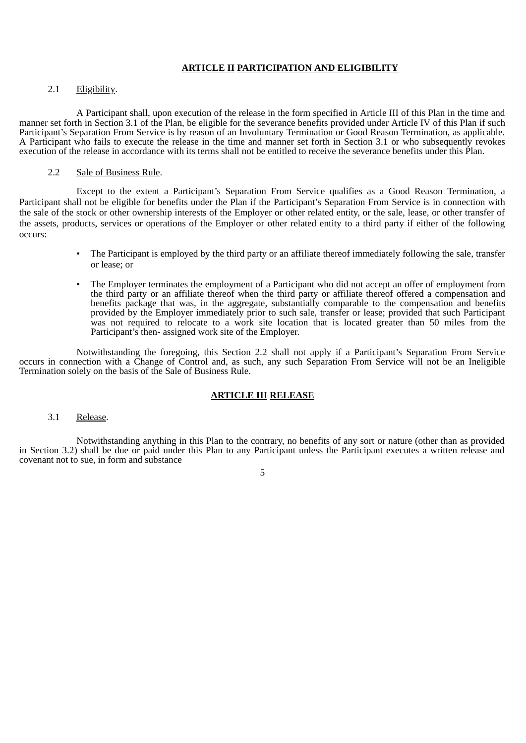## ARTICLE II PARTICIPATION AND ELIGIBILITY

2.1 Eligibility.

A Participant shall, upon execution of the release in the form specified in Article III of this Plan in the time and manner set forth in Section 3.1 of the Plan, be eligible for the severance benefits provided under Article IV of this Plan if such Participant's Separation From Service is by reason of an Involuntary Termination or Good Reason Termination, as applicable. A Participant who fails to execute the release in the time and manner set forth in Section 3.1 or who subsequently revokes execution of the release in accordance with its terms shall not be entitled to receive the severance benefits under this Plan.

2.2 Sale of Business Rule.

Except to the extent a Participant's Separation From Service qualifies as a Good Reason Termination, a Participant shall not be eligible for benefits under the Plan if the Participant's Separation From Service is in connection with the sale of the stock or other ownership interests of the Employer or other related entity, or the sale, lease, or other transfer of the assets, products, services or operations of the Employer or other related entity to a third party if either of the following occurs:

- The Participant is employed by the third party or an affiliate thereof immediately following the sale, transfer or lease; or
- The Employer terminates the employment of a Participant who did not accept an offer of employment from the third party or an affiliate thereof when the third party or affiliate thereof offered a compensation and benefits package that was, in the aggregate, substantially comparable to the compensation and benefits provided by the Employer immediately prior to such sale, transfer or lease; provided that such Participant was not required to relocate to a work site location that is located greater than 50 miles from the Participant's then- assigned work site of the Employer.

Notwithstanding the foregoing, this Section 2.2 shall not apply if a Participant's Separation From Service occurs in connection with a Change of Control and, as such, any such Separation From Service will not be an Ineligible Termination solely on the basis of the Sale of Business Rule.

## ARTICLE III RELEASE

3.1 Release.

Notwithstanding anything in this Plan to the contrary, no benefits of any sort or nature (other than as provided in Section 3.2) shall be due or paid under this Plan to any Participant unless the Participant executes a written release and covenant not to sue, in form and substance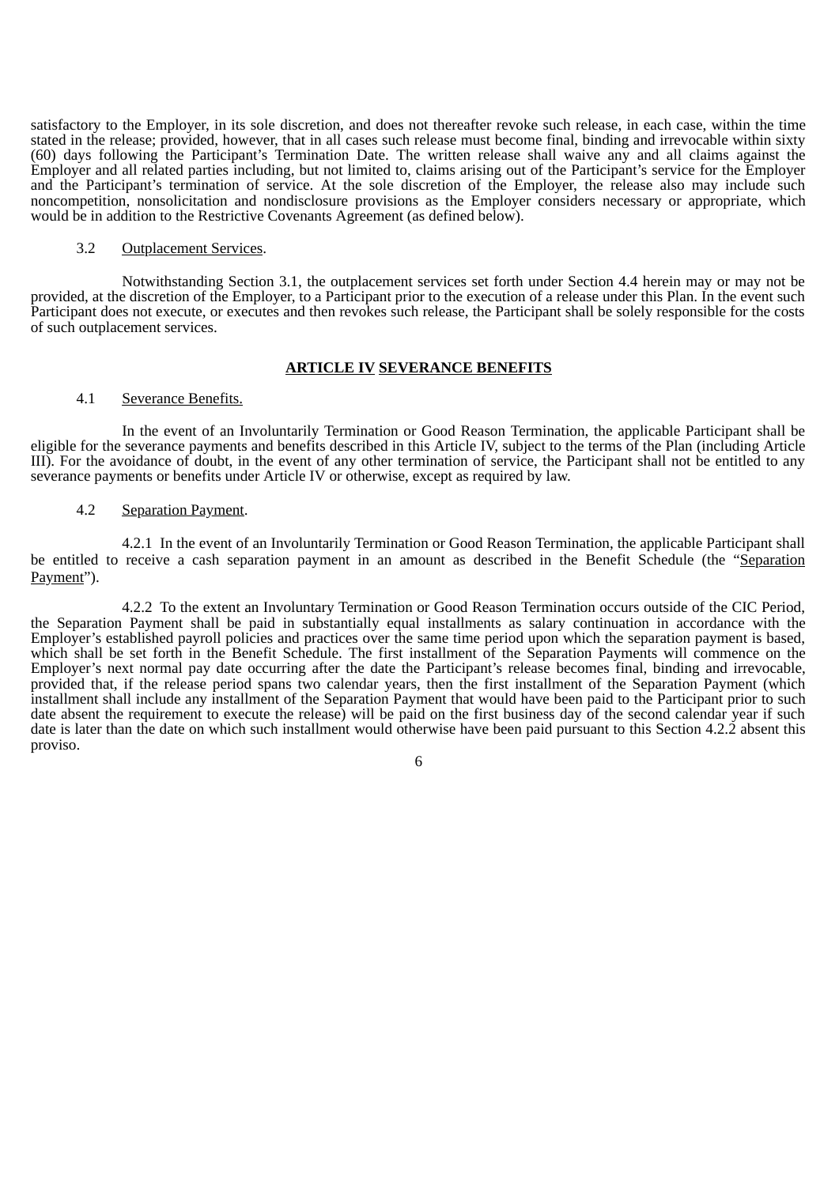satisfactory to the Employer, in its sole discretion, and does not thereafter revoke such release, in each case, within the time stated in the release; provided, however, that in all cases such release must become final, binding and irrevocable within sixty (60) days following the Participant's Termination Date. The written release shall waive any and all claims against the Employer and all related parties including, but not limited to, claims arising out of the Participant's service for the Employer and the Participant's termination of service. At the sole discretion of the Employer, the release also may include such noncompetition, nonsolicitation and nondisclosure provisions as the Employer considers necessary or appropriate, which would be in addition to the Restrictive Covenants Agreement (as defined below).

3.2 Outplacement Services.

Notwithstanding Section 3.1, the outplacement services set forth under Section 4.4 herein may or may not be provided, at the discretion of the Employer, to a Participant prior to the execution of a release under this Plan. In the event such Participant does not execute, or executes and then revokes such release, the Participant shall be solely responsible for the costs of such outplacement services.

## ARTICLE IV SEVERANCE BENEFITS

4.1 Severance Benefits.

In the event of an Involuntarily Termination or Good Reason Termination, the applicable Participant shall be eligible for the severance payments and benefits described in this Article IV, subject to the terms of the Plan (including Article III). For the avoidance of doubt, in the event of any other termination of service, the Participant shall not be entitled to any severance payments or benefits under Article IV or otherwise, except as required by law.

4.2 Separation Payment.

4.2.1 In the event of an Involuntarily Termination or Good Reason Termination, the applicable Participant shall be entitled to receive a cash separation payment in an amount as described in the Benefit Schedule (the "Separation Payment").

4.2.2 To the extent an Involuntary Termination or Good Reason Termination occurs outside of the CIC Period, the Separation Payment shall be paid in substantially equal installments as salary continuation in accordance with the Employer's established payroll policies and practices over the same time period upon which the separation payment is based, which shall be set forth in the Benefit Schedule. The first installment of the Separation Payments will commence on the Employer's next normal pay date occurring after the date the Participant's release becomes final, binding and irrevocable, provided that, if the release period spans two calendar years, then the first installment of the Separation Payment (which installment shall include any installment of the Separation Payment that would have been paid to the Participant prior to such date absent the requirement to execute the release) will be paid on the first business day of the second calendar year if such date is later than the date on which such installment would otherwise have been paid pursuant to this Section 4.2.2 absent this proviso.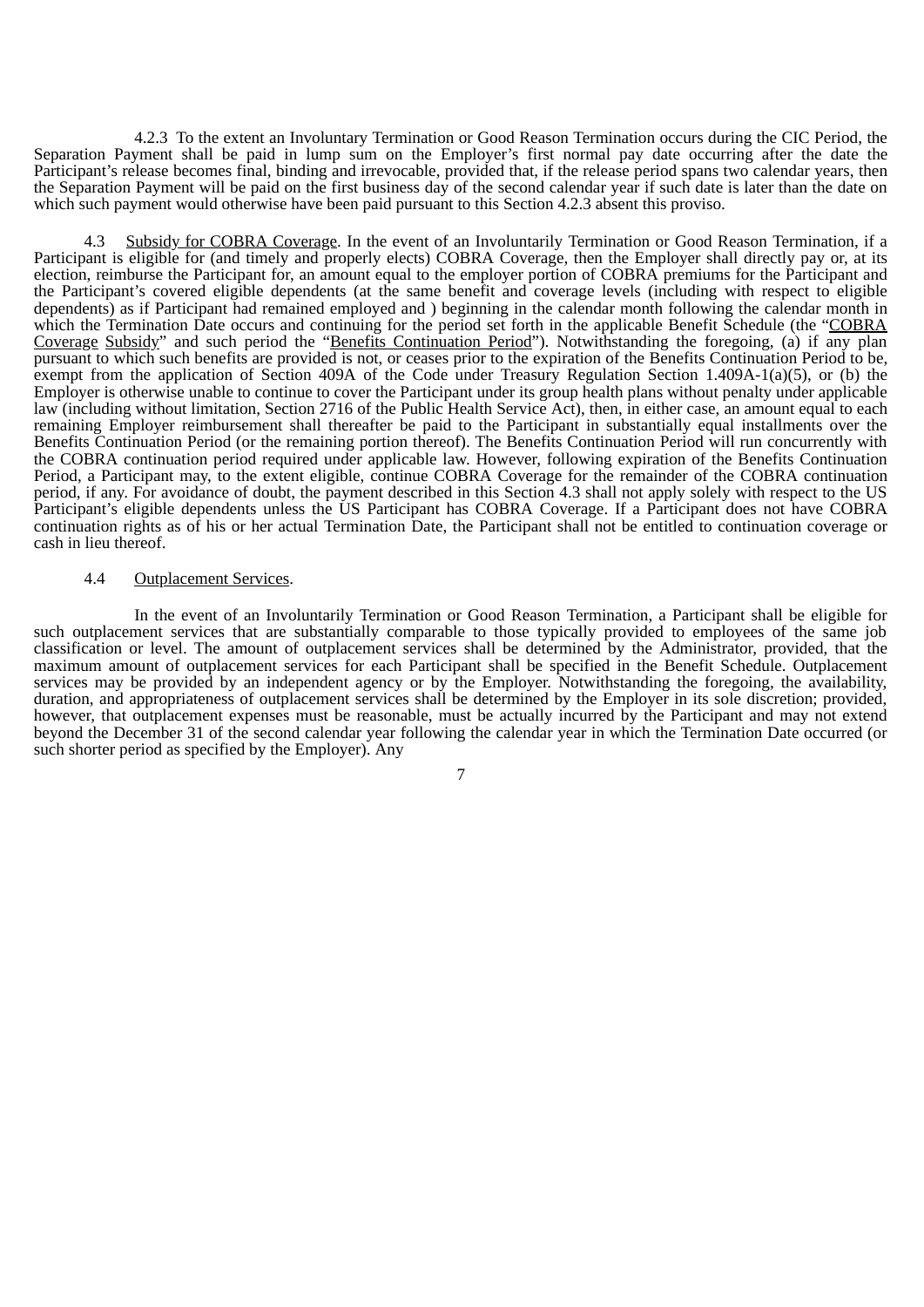4.2.3 To the extent an Involuntary Termination or Good Reason Termination occurs during the CIC Period, the Separation Payment shall be paid in lump sum on the Employer's first normal pay date occurring after the date the Participant's release becomes final, binding and irrevocable, provided that, if the release period spans two calendar years, then the Separation Payment will be paid on the first business day of the second calendar year if such date is later than the date on which such payment would otherwise have been paid pursuant to this Section 4.2.3 absent this proviso.

4.3 Subsidy for COBRA Coverage. In the event of an Involuntarily Termination or Good Reason Termination, if a Participant is eligible for (and timely and properly elects) COBRA Coverage, then the Employer shall directly pay or, at its election, reimburse the Participant for, an amount equal to the employer portion of COBRA premiums for the Participant and the Participant's covered eligible dependents (at the same benefit and coverage levels (including with respect to eligible dependents) as if Participant had remained employed and ) beginning in the calendar month following the calendar month in which the Termination Date occurs and continuing for the period set forth in the applicable Benefit Schedule (the "COBRA Coverage Subsidy" and such period the "Benefits Continuation Period"). Notwithstanding the foregoing, (a) if any plan pursuant to which such benefits are provided is not, or ceases prior to the expiration of the Benefits Continuation Period to be, exempt from the application of Section 409A of the Code under Treasury Regulation Section 1.409A-1(a)(5), or (b) the Employer is otherwise unable to continue to cover the Participant under its group health plans without penalty under applicable law (including without limitation, Section 2716 of the Public Health Service Act), then, in either case, an amount equal to each remaining Employer reimbursement shall thereafter be paid to the Participant in substantially equal installments over the Benefits Continuation Period (or the remaining portion thereof). The Benefits Continuation Period will run concurrently with the COBRA continuation period required under applicable law. However, following expiration of the Benefits Continuation Period, a Participant may, to the extent eligible, continue COBRA Coverage for the remainder of the COBRA continuation period, if any. For avoidance of doubt, the payment described in this Section 4.3 shall not apply solely with respect to the US Participant's eligible dependents unless the US Participant has COBRA Coverage. If a Participant does not have COBRA continuation rights as of his or her actual Termination Date, the Participant shall not be entitled to continuation coverage or cash in lieu thereof.

4.4 Outplacement Services.

In the event of an Involuntarily Termination or Good Reason Termination, a Participant shall be eligible for such outplacement services that are substantially comparable to those typically provided to employees of the same job classification or level. The amount of outplacement services shall be determined by the Administrator, provided, that the maximum amount of outplacement services for each Participant shall be specified in the Benefit Schedule. Outplacement services may be provided by an independent agency or by the Employer. Notwithstanding the foregoing, the availability, duration, and appropriateness of outplacement services shall be determined by the Employer in its sole discretion; provided, however, that outplacement expenses must be reasonable, must be actually incurred by the Participant and may not extend beyond the December 31 of the second calendar year following the calendar year in which the Termination Date occurred (or such shorter period as specified by the Employer). Any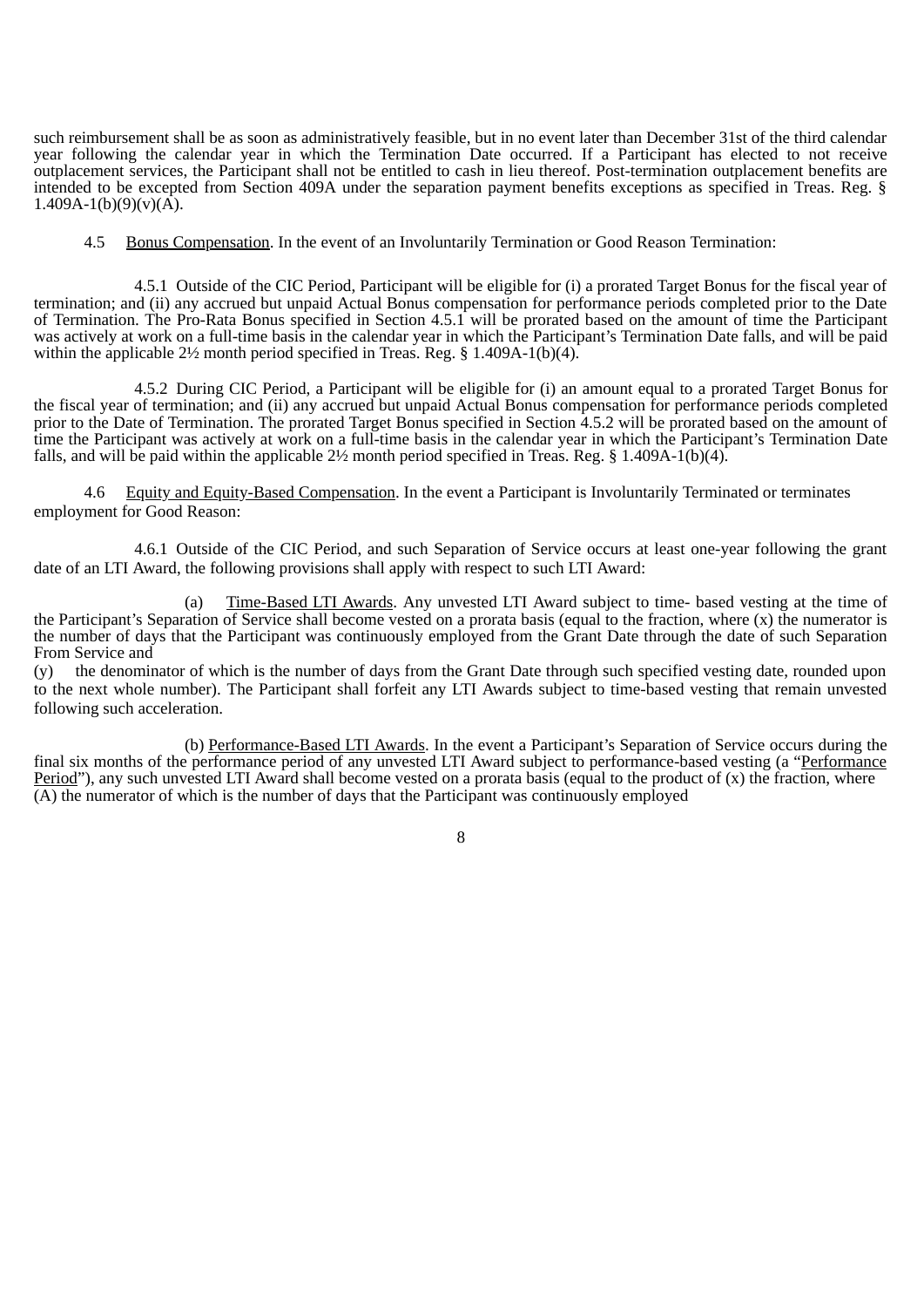such reimbursement shall be as soon as administratively feasible, but in no event later than December 31st of the third calendar year following the calendar year in which the Termination Date occurred. If a Participant has elected to not receive outplacement services, the Participant shall not be entitled to cash in lieu thereof. Post-termination outplacement benefits are intended to be excepted from Section 409A under the separation payment benefits exceptions as specified in Treas. Reg. § 1.409A-1(b)(9)(v)(A).

4.5 Bonus Compensation. In the event of an Involuntarily Termination or Good Reason Termination:

4.5.1 Outside of the CIC Period, Participant will be eligible for (i) a prorated Target Bonus for the fiscal year of termination; and (ii) any accrued but unpaid Actual Bonus compensation for performance periods completed prior to the Date of Termination. The Pro-Rata Bonus specified in Section 4.5.1 will be prorated based on the amount of time the Participant was actively at work on a full-time basis in the calendar year in which the Participant's Termination Date falls, and will be paid within the applicable 2½ month period specified in Treas. Reg. § 1.409A-1(b)(4).

4.5.2 During CIC Period, a Participant will be eligible for (i) an amount equal to a prorated Target Bonus for the fiscal year of termination; and (ii) any accrued but unpaid Actual Bonus compensation for performance periods completed prior to the Date of Termination. The prorated Target Bonus specified in Section 4.5.2 will be prorated based on the amount of time the Participant was actively at work on a full-time basis in the calendar year in which the Participant's Termination Date falls, and will be paid within the applicable 2½ month period specified in Treas. Reg. § 1.409A-1(b)(4).

4.6 Equity and Equity-Based Compensation. In the event a Participant is Involuntarily Terminated or terminates employment for Good Reason:

4.6.1 Outside of the CIC Period, and such Separation of Service occurs at least one-year following the grant date of an LTI Award, the following provisions shall apply with respect to such LTI Award:

(a) Time-Based LTI Awards. Any unvested LTI Award subject to time- based vesting at the time of the Participant's Separation of Service shall become vested on a prorata basis (equal to the fraction, where (x) the numerator is the number of days that the Participant was continuously employed from the Grant Date through the date of such Separation From Service and
(y) the denominator of which is the number of days from the Grant Date through such specified vesting date, rounded upon to the next whole number). The Participant shall forfeit any LTI Awards subject to time-based vesting that remain unvested following such acceleration.

(b) Performance-Based LTI Awards. In the event a Participant's Separation of Service occurs during the final six months of the performance period of any unvested LTI Award subject to performance-based vesting (a "Performance Period"), any such unvested LTI Award shall become vested on a prorata basis (equal to the product of (x) the fraction, where (A) the numerator of which is the number of days that the Participant was continuously employed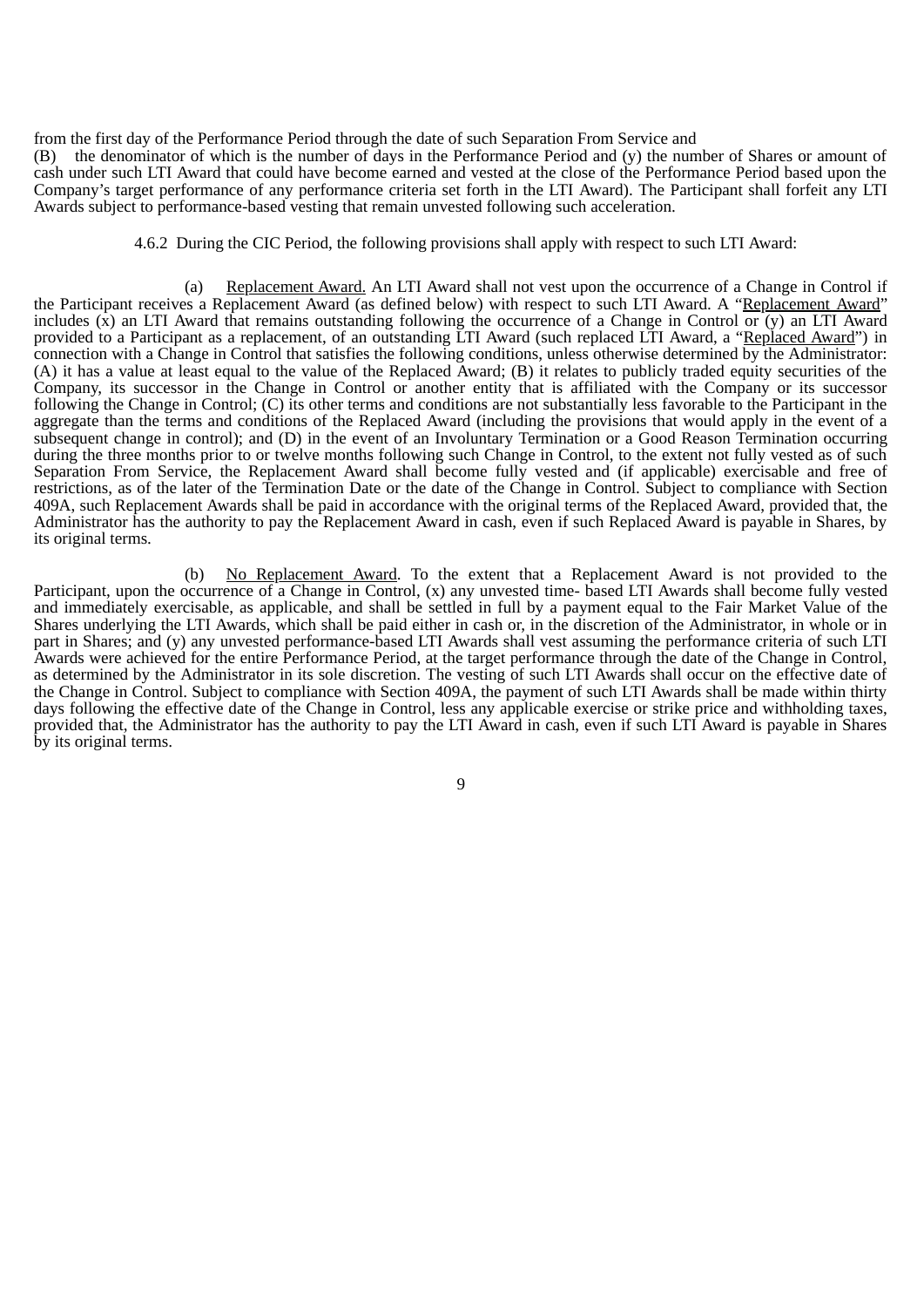from the first day of the Performance Period through the date of such Separation From Service and

(B) the denominator of which is the number of days in the Performance Period and (y) the number of Shares or amount of cash under such LTI Award that could have become earned and vested at the close of the Performance Period based upon the Company's target performance of any performance criteria set forth in the LTI Award). The Participant shall forfeit any LTI Awards subject to performance-based vesting that remain unvested following such acceleration.

4.6.2 During the CIC Period, the following provisions shall apply with respect to such LTI Award:

(a) Replacement Award. An LTI Award shall not vest upon the occurrence of a Change in Control if the Participant receives a Replacement Award (as defined below) with respect to such LTI Award. A "Replacement Award" includes (x) an LTI Award that remains outstanding following the occurrence of a Change in Control or (y) an LTI Award provided to a Participant as a replacement, of an outstanding LTI Award (such replaced LTI Award, a "Replaced Award") in connection with a Change in Control that satisfies the following conditions, unless otherwise determined by the Administrator: (A) it has a value at least equal to the value of the Replaced Award; (B) it relates to publicly traded equity securities of the Company, its successor in the Change in Control or another entity that is affiliated with the Company or its successor following the Change in Control; (C) its other terms and conditions are not substantially less favorable to the Participant in the aggregate than the terms and conditions of the Replaced Award (including the provisions that would apply in the event of a subsequent change in control); and (D) in the event of an Involuntary Termination or a Good Reason Termination occurring during the three months prior to or twelve months following such Change in Control, to the extent not fully vested as of such Separation From Service, the Replacement Award shall become fully vested and (if applicable) exercisable and free of restrictions, as of the later of the Termination Date or the date of the Change in Control. Subject to compliance with Section 409A, such Replacement Awards shall be paid in accordance with the original terms of the Replaced Award, provided that, the Administrator has the authority to pay the Replacement Award in cash, even if such Replaced Award is payable in Shares, by its original terms.

(b) No Replacement Award. To the extent that a Replacement Award is not provided to the Participant, upon the occurrence of a Change in Control, (x) any unvested time- based LTI Awards shall become fully vested and immediately exercisable, as applicable, and shall be settled in full by a payment equal to the Fair Market Value of the Shares underlying the LTI Awards, which shall be paid either in cash or, in the discretion of the Administrator, in whole or in part in Shares; and (y) any unvested performance-based LTI Awards shall vest assuming the performance criteria of such LTI Awards were achieved for the entire Performance Period, at the target performance through the date of the Change in Control, as determined by the Administrator in its sole discretion. The vesting of such LTI Awards shall occur on the effective date of the Change in Control. Subject to compliance with Section 409A, the payment of such LTI Awards shall be made within thirty days following the effective date of the Change in Control, less any applicable exercise or strike price and withholding taxes, provided that, the Administrator has the authority to pay the LTI Award in cash, even if such LTI Award is payable in Shares by its original terms.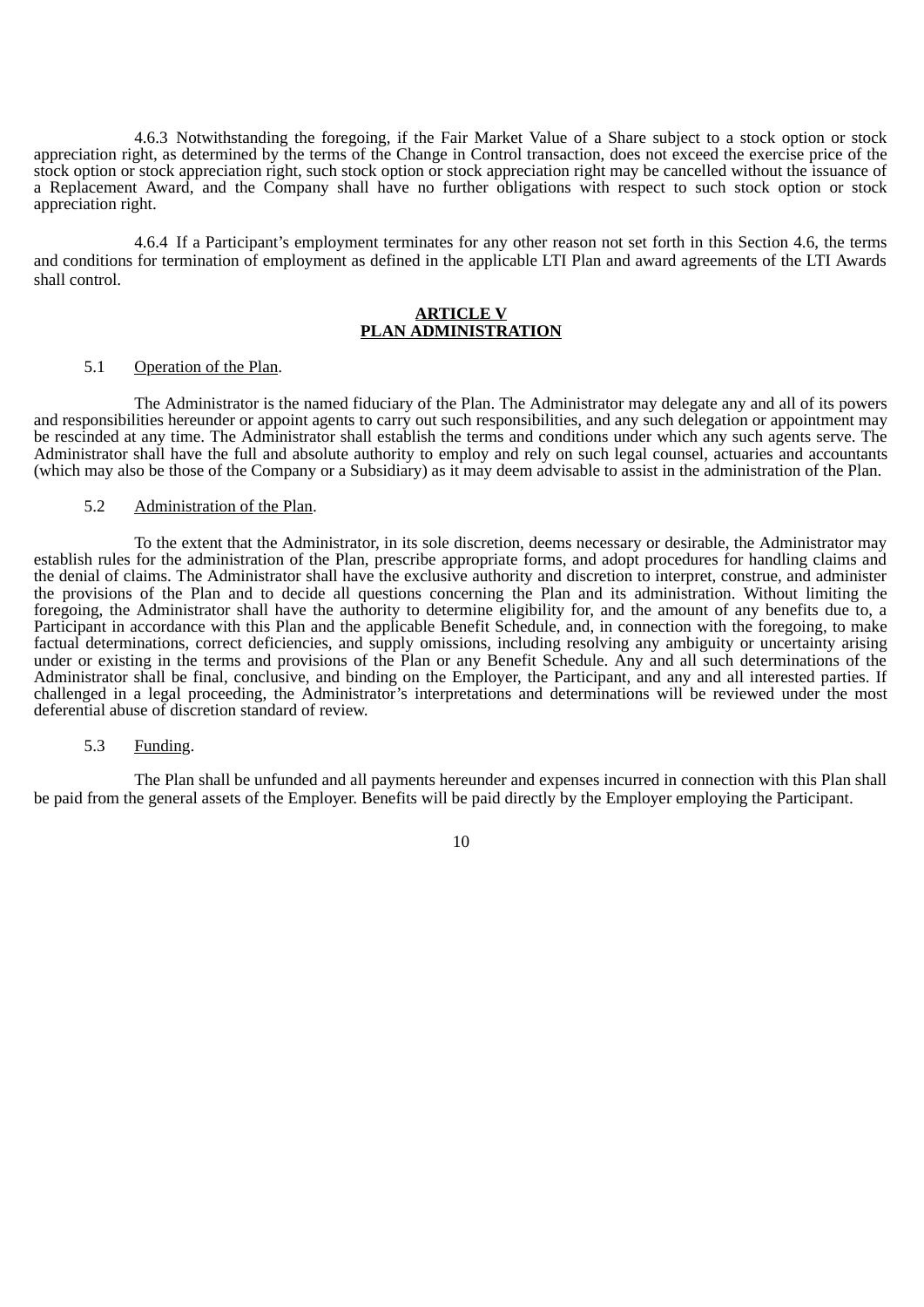4.6.3 Notwithstanding the foregoing, if the Fair Market Value of a Share subject to a stock option or stock appreciation right, as determined by the terms of the Change in Control transaction, does not exceed the exercise price of the stock option or stock appreciation right, such stock option or stock appreciation right may be cancelled without the issuance of a Replacement Award, and the Company shall have no further obligations with respect to such stock option or stock appreciation right.

4.6.4 If a Participant's employment terminates for any other reason not set forth in this Section 4.6, the terms and conditions for termination of employment as defined in the applicable LTI Plan and award agreements of the LTI Awards shall control.

## ARTICLE V
## PLAN ADMINISTRATION

5.1 Operation of the Plan.

The Administrator is the named fiduciary of the Plan. The Administrator may delegate any and all of its powers and responsibilities hereunder or appoint agents to carry out such responsibilities, and any such delegation or appointment may be rescinded at any time. The Administrator shall establish the terms and conditions under which any such agents serve. The Administrator shall have the full and absolute authority to employ and rely on such legal counsel, actuaries and accountants (which may also be those of the Company or a Subsidiary) as it may deem advisable to assist in the administration of the Plan.

5.2 Administration of the Plan.

To the extent that the Administrator, in its sole discretion, deems necessary or desirable, the Administrator may establish rules for the administration of the Plan, prescribe appropriate forms, and adopt procedures for handling claims and the denial of claims. The Administrator shall have the exclusive authority and discretion to interpret, construe, and administer the provisions of the Plan and to decide all questions concerning the Plan and its administration. Without limiting the foregoing, the Administrator shall have the authority to determine eligibility for, and the amount of any benefits due to, a Participant in accordance with this Plan and the applicable Benefit Schedule, and, in connection with the foregoing, to make factual determinations, correct deficiencies, and supply omissions, including resolving any ambiguity or uncertainty arising under or existing in the terms and provisions of the Plan or any Benefit Schedule. Any and all such determinations of the Administrator shall be final, conclusive, and binding on the Employer, the Participant, and any and all interested parties. If challenged in a legal proceeding, the Administrator's interpretations and determinations will be reviewed under the most deferential abuse of discretion standard of review.

5.3 Funding.

The Plan shall be unfunded and all payments hereunder and expenses incurred in connection with this Plan shall be paid from the general assets of the Employer. Benefits will be paid directly by the Employer employing the Participant.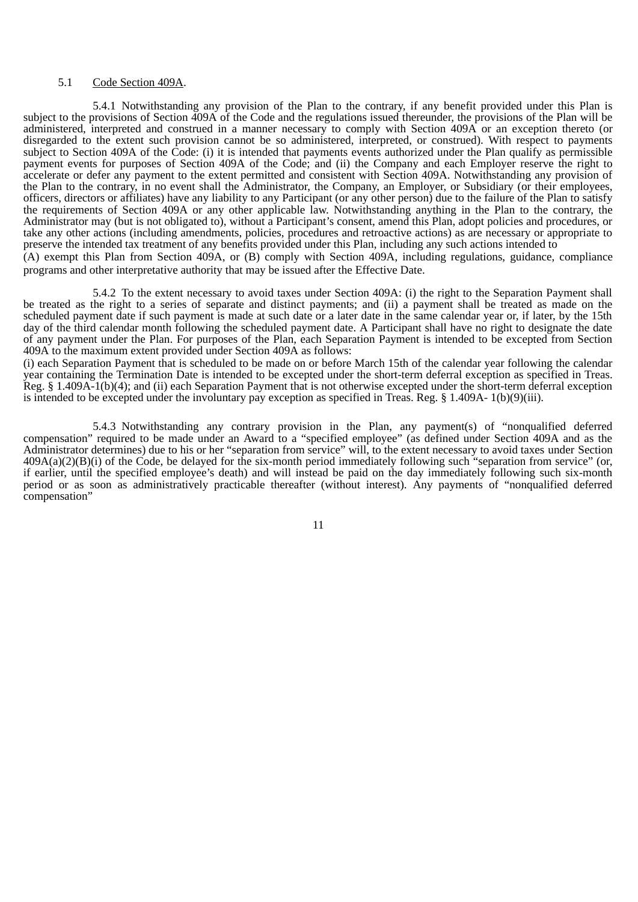5.1 Code Section 409A.

5.4.1 Notwithstanding any provision of the Plan to the contrary, if any benefit provided under this Plan is subject to the provisions of Section 409A of the Code and the regulations issued thereunder, the provisions of the Plan will be administered, interpreted and construed in a manner necessary to comply with Section 409A or an exception thereto (or disregarded to the extent such provision cannot be so administered, interpreted, or construed). With respect to payments subject to Section 409A of the Code: (i) it is intended that payments events authorized under the Plan qualify as permissible payment events for purposes of Section 409A of the Code; and (ii) the Company and each Employer reserve the right to accelerate or defer any payment to the extent permitted and consistent with Section 409A. Notwithstanding any provision of the Plan to the contrary, in no event shall the Administrator, the Company, an Employer, or Subsidiary (or their employees, officers, directors or affiliates) have any liability to any Participant (or any other person) due to the failure of the Plan to satisfy the requirements of Section 409A or any other applicable law. Notwithstanding anything in the Plan to the contrary, the Administrator may (but is not obligated to), without a Participant's consent, amend this Plan, adopt policies and procedures, or take any other actions (including amendments, policies, procedures and retroactive actions) as are necessary or appropriate to preserve the intended tax treatment of any benefits provided under this Plan, including any such actions intended to (A) exempt this Plan from Section 409A, or (B) comply with Section 409A, including regulations, guidance, compliance programs and other interpretative authority that may be issued after the Effective Date.

5.4.2 To the extent necessary to avoid taxes under Section 409A: (i) the right to the Separation Payment shall be treated as the right to a series of separate and distinct payments; and (ii) a payment shall be treated as made on the scheduled payment date if such payment is made at such date or a later date in the same calendar year or, if later, by the 15th day of the third calendar month following the scheduled payment date. A Participant shall have no right to designate the date of any payment under the Plan. For purposes of the Plan, each Separation Payment is intended to be excepted from Section 409A to the maximum extent provided under Section 409A as follows:
(i) each Separation Payment that is scheduled to be made on or before March 15th of the calendar year following the calendar year containing the Termination Date is intended to be excepted under the short-term deferral exception as specified in Treas. Reg. § 1.409A-1(b)(4); and (ii) each Separation Payment that is not otherwise excepted under the short-term deferral exception is intended to be excepted under the involuntary pay exception as specified in Treas. Reg. § 1.409A- 1(b)(9)(iii).

5.4.3 Notwithstanding any contrary provision in the Plan, any payment(s) of "nonqualified deferred compensation" required to be made under an Award to a "specified employee" (as defined under Section 409A and as the Administrator determines) due to his or her "separation from service" will, to the extent necessary to avoid taxes under Section 409A(a)(2)(B)(i) of the Code, be delayed for the six-month period immediately following such "separation from service" (or, if earlier, until the specified employee's death) and will instead be paid on the day immediately following such six-month period or as soon as administratively practicable thereafter (without interest). Any payments of "nonqualified deferred compensation"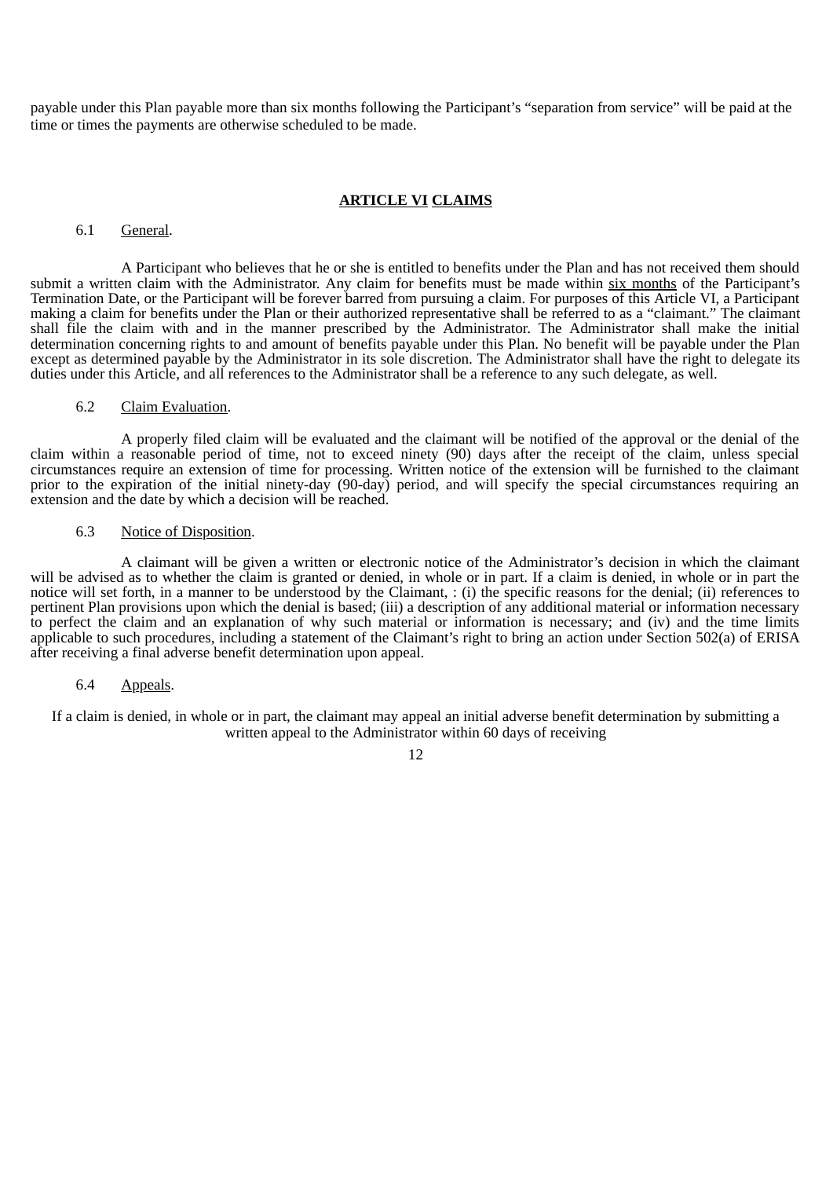payable under this Plan payable more than six months following the Participant's "separation from service" will be paid at the time or times the payments are otherwise scheduled to be made.

## ARTICLE VI CLAIMS

6.1 General.

A Participant who believes that he or she is entitled to benefits under the Plan and has not received them should submit a written claim with the Administrator. Any claim for benefits must be made within six months of the Participant's Termination Date, or the Participant will be forever barred from pursuing a claim. For purposes of this Article VI, a Participant making a claim for benefits under the Plan or their authorized representative shall be referred to as a "claimant." The claimant shall file the claim with and in the manner prescribed by the Administrator. The Administrator shall make the initial determination concerning rights to and amount of benefits payable under this Plan. No benefit will be payable under the Plan except as determined payable by the Administrator in its sole discretion. The Administrator shall have the right to delegate its duties under this Article, and all references to the Administrator shall be a reference to any such delegate, as well.

6.2 Claim Evaluation.

A properly filed claim will be evaluated and the claimant will be notified of the approval or the denial of the claim within a reasonable period of time, not to exceed ninety (90) days after the receipt of the claim, unless special circumstances require an extension of time for processing. Written notice of the extension will be furnished to the claimant prior to the expiration of the initial ninety-day (90-day) period, and will specify the special circumstances requiring an extension and the date by which a decision will be reached.

6.3 Notice of Disposition.

A claimant will be given a written or electronic notice of the Administrator's decision in which the claimant will be advised as to whether the claim is granted or denied, in whole or in part. If a claim is denied, in whole or in part the notice will set forth, in a manner to be understood by the Claimant, : (i) the specific reasons for the denial; (ii) references to pertinent Plan provisions upon which the denial is based; (iii) a description of any additional material or information necessary to perfect the claim and an explanation of why such material or information is necessary; and (iv) and the time limits applicable to such procedures, including a statement of the Claimant's right to bring an action under Section 502(a) of ERISA after receiving a final adverse benefit determination upon appeal.

6.4 Appeals.

If a claim is denied, in whole or in part, the claimant may appeal an initial adverse benefit determination by submitting a written appeal to the Administrator within 60 days of receiving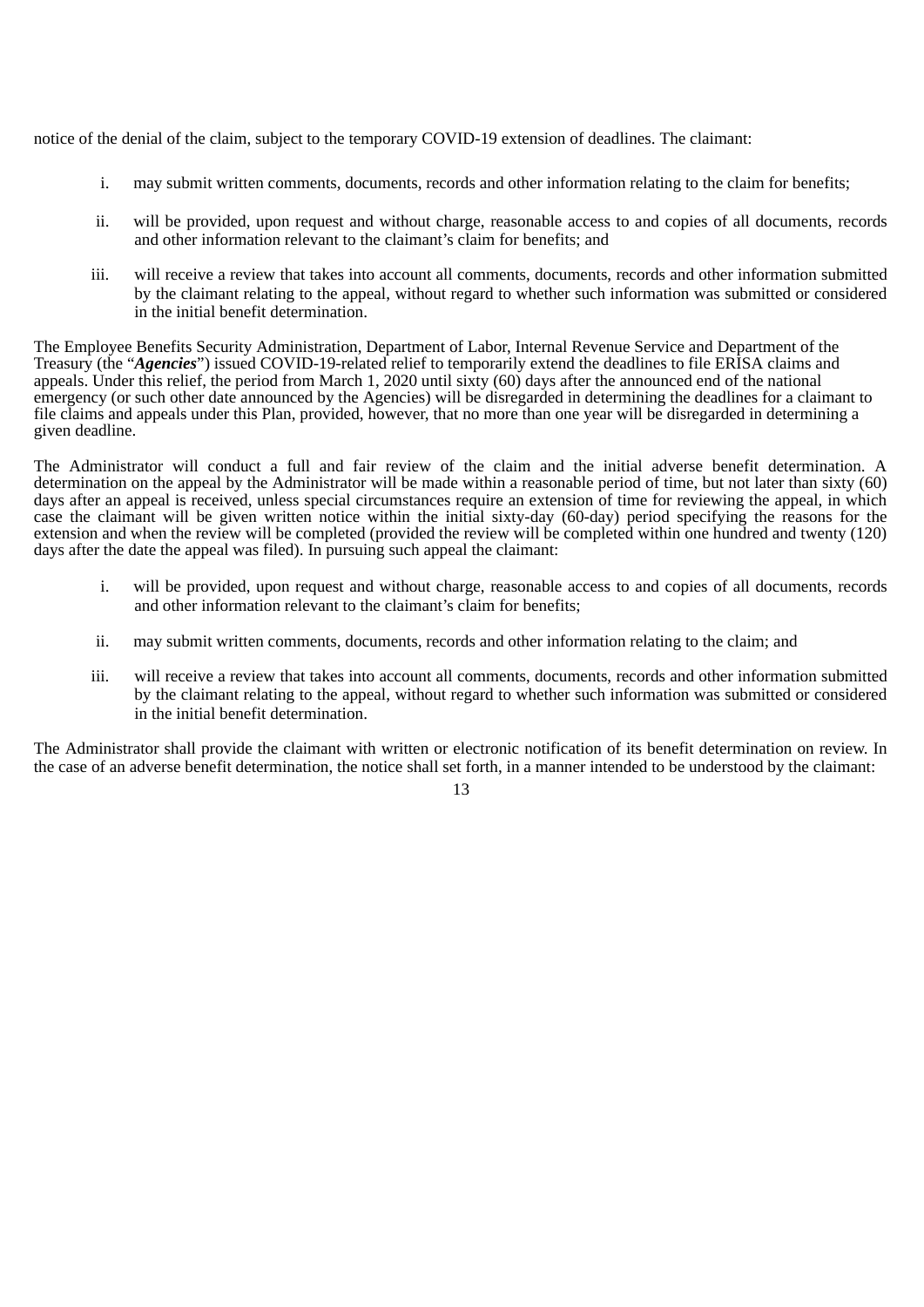notice of the denial of the claim, subject to the temporary COVID-19 extension of deadlines. The claimant:

i. may submit written comments, documents, records and other information relating to the claim for benefits;

ii. will be provided, upon request and without charge, reasonable access to and copies of all documents, records and other information relevant to the claimant's claim for benefits; and

iii. will receive a review that takes into account all comments, documents, records and other information submitted by the claimant relating to the appeal, without regard to whether such information was submitted or considered in the initial benefit determination.

The Employee Benefits Security Administration, Department of Labor, Internal Revenue Service and Department of the Treasury (the "***Agencies***") issued COVID-19-related relief to temporarily extend the deadlines to file ERISA claims and appeals. Under this relief, the period from March 1, 2020 until sixty (60) days after the announced end of the national emergency (or such other date announced by the Agencies) will be disregarded in determining the deadlines for a claimant to file claims and appeals under this Plan, provided, however, that no more than one year will be disregarded in determining a given deadline.

The Administrator will conduct a full and fair review of the claim and the initial adverse benefit determination. A determination on the appeal by the Administrator will be made within a reasonable period of time, but not later than sixty (60) days after an appeal is received, unless special circumstances require an extension of time for reviewing the appeal, in which case the claimant will be given written notice within the initial sixty-day (60-day) period specifying the reasons for the extension and when the review will be completed (provided the review will be completed within one hundred and twenty (120) days after the date the appeal was filed). In pursuing such appeal the claimant:

i. will be provided, upon request and without charge, reasonable access to and copies of all documents, records and other information relevant to the claimant's claim for benefits;

ii. may submit written comments, documents, records and other information relating to the claim; and

iii. will receive a review that takes into account all comments, documents, records and other information submitted by the claimant relating to the appeal, without regard to whether such information was submitted or considered in the initial benefit determination.

The Administrator shall provide the claimant with written or electronic notification of its benefit determination on review. In the case of an adverse benefit determination, the notice shall set forth, in a manner intended to be understood by the claimant: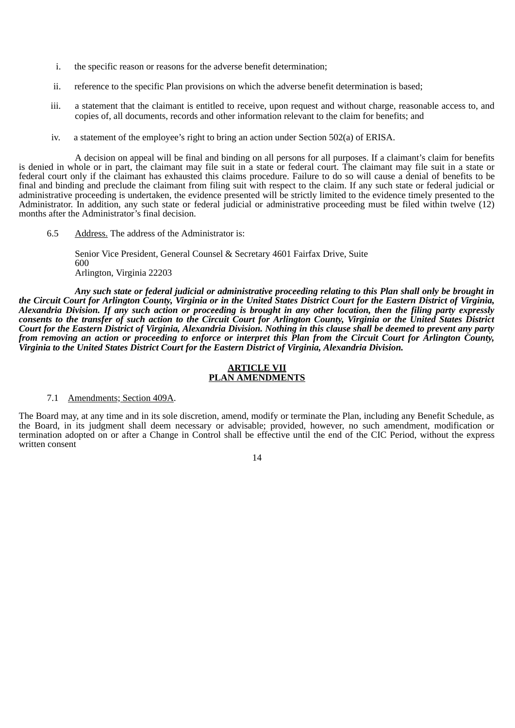i. the specific reason or reasons for the adverse benefit determination;

ii. reference to the specific Plan provisions on which the adverse benefit determination is based;

iii. a statement that the claimant is entitled to receive, upon request and without charge, reasonable access to, and copies of, all documents, records and other information relevant to the claim for benefits; and

iv. a statement of the employee's right to bring an action under Section 502(a) of ERISA.

A decision on appeal will be final and binding on all persons for all purposes. If a claimant's claim for benefits is denied in whole or in part, the claimant may file suit in a state or federal court. The claimant may file suit in a state or federal court only if the claimant has exhausted this claims procedure. Failure to do so will cause a denial of benefits to be final and binding and preclude the claimant from filing suit with respect to the claim. If any such state or federal judicial or administrative proceeding is undertaken, the evidence presented will be strictly limited to the evidence timely presented to the Administrator. In addition, any such state or federal judicial or administrative proceeding must be filed within twelve (12) months after the Administrator's final decision.

6.5 Address. The address of the Administrator is:

Senior Vice President, General Counsel & Secretary 4601 Fairfax Drive, Suite 600
Arlington, Virginia 22203

***Any such state or federal judicial or administrative proceeding relating to this Plan shall only be brought in the Circuit Court for Arlington County, Virginia or in the United States District Court for the Eastern District of Virginia, Alexandria Division. If any such action or proceeding is brought in any other location, then the filing party expressly consents to the transfer of such action to the Circuit Court for Arlington County, Virginia or the United States District Court for the Eastern District of Virginia, Alexandria Division. Nothing in this clause shall be deemed to prevent any party from removing an action or proceeding to enforce or interpret this Plan from the Circuit Court for Arlington County, Virginia to the United States District Court for the Eastern District of Virginia, Alexandria Division.***

## ARTICLE VII
## PLAN AMENDMENTS

7.1 Amendments; Section 409A.

The Board may, at any time and in its sole discretion, amend, modify or terminate the Plan, including any Benefit Schedule, as the Board, in its judgment shall deem necessary or advisable; provided, however, no such amendment, modification or termination adopted on or after a Change in Control shall be effective until the end of the CIC Period, without the express written consent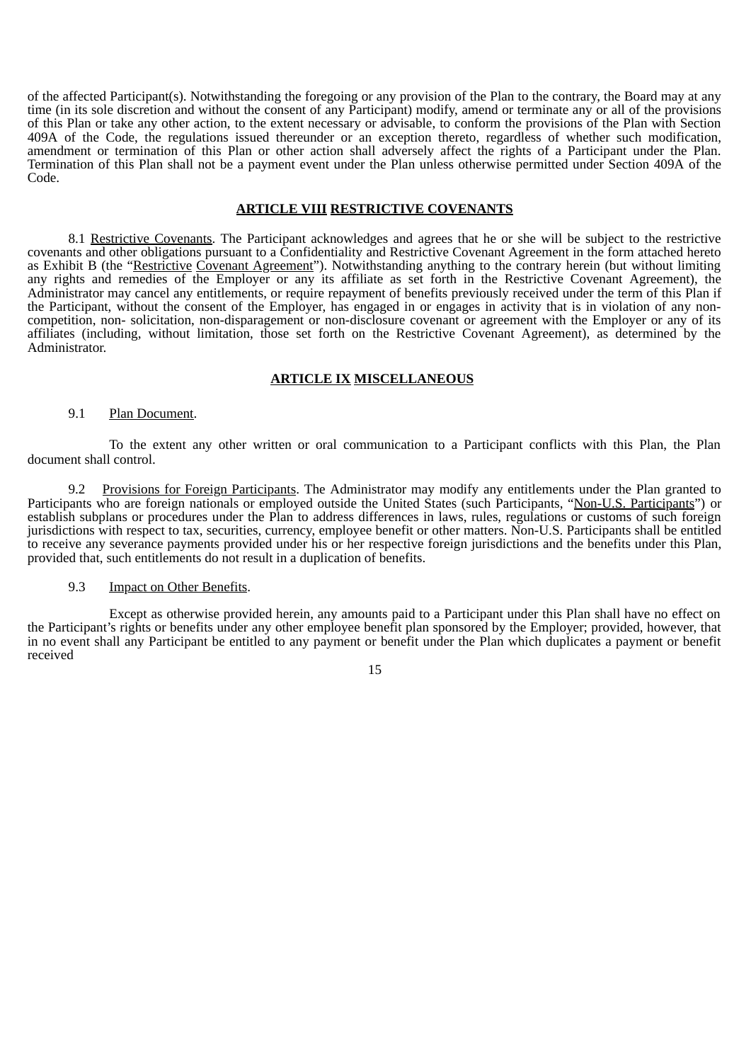of the affected Participant(s). Notwithstanding the foregoing or any provision of the Plan to the contrary, the Board may at any time (in its sole discretion and without the consent of any Participant) modify, amend or terminate any or all of the provisions of this Plan or take any other action, to the extent necessary or advisable, to conform the provisions of the Plan with Section 409A of the Code, the regulations issued thereunder or an exception thereto, regardless of whether such modification, amendment or termination of this Plan or other action shall adversely affect the rights of a Participant under the Plan. Termination of this Plan shall not be a payment event under the Plan unless otherwise permitted under Section 409A of the Code.

## ARTICLE VIII RESTRICTIVE COVENANTS

8.1 Restrictive Covenants. The Participant acknowledges and agrees that he or she will be subject to the restrictive covenants and other obligations pursuant to a Confidentiality and Restrictive Covenant Agreement in the form attached hereto as Exhibit B (the "Restrictive Covenant Agreement"). Notwithstanding anything to the contrary herein (but without limiting any rights and remedies of the Employer or any its affiliate as set forth in the Restrictive Covenant Agreement), the Administrator may cancel any entitlements, or require repayment of benefits previously received under the term of this Plan if the Participant, without the consent of the Employer, has engaged in or engages in activity that is in violation of any non-competition, non- solicitation, non-disparagement or non-disclosure covenant or agreement with the Employer or any of its affiliates (including, without limitation, those set forth on the Restrictive Covenant Agreement), as determined by the Administrator.

## ARTICLE IX MISCELLANEOUS

9.1 Plan Document.

To the extent any other written or oral communication to a Participant conflicts with this Plan, the Plan document shall control.

9.2 Provisions for Foreign Participants. The Administrator may modify any entitlements under the Plan granted to Participants who are foreign nationals or employed outside the United States (such Participants, "Non-U.S. Participants") or establish subplans or procedures under the Plan to address differences in laws, rules, regulations or customs of such foreign jurisdictions with respect to tax, securities, currency, employee benefit or other matters. Non-U.S. Participants shall be entitled to receive any severance payments provided under his or her respective foreign jurisdictions and the benefits under this Plan, provided that, such entitlements do not result in a duplication of benefits.

9.3 Impact on Other Benefits.

Except as otherwise provided herein, any amounts paid to a Participant under this Plan shall have no effect on the Participant's rights or benefits under any other employee benefit plan sponsored by the Employer; provided, however, that in no event shall any Participant be entitled to any payment or benefit under the Plan which duplicates a payment or benefit received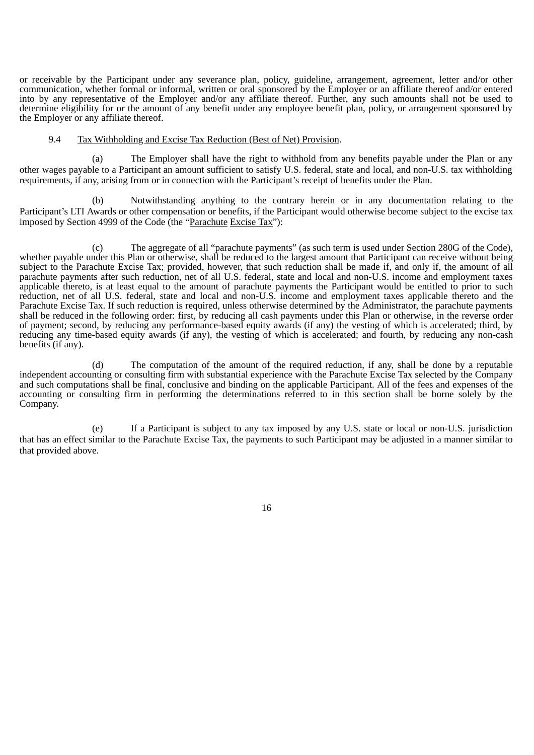or receivable by the Participant under any severance plan, policy, guideline, arrangement, agreement, letter and/or other communication, whether formal or informal, written or oral sponsored by the Employer or an affiliate thereof and/or entered into by any representative of the Employer and/or any affiliate thereof. Further, any such amounts shall not be used to determine eligibility for or the amount of any benefit under any employee benefit plan, policy, or arrangement sponsored by the Employer or any affiliate thereof.

9.4 Tax Withholding and Excise Tax Reduction (Best of Net) Provision.

(a) The Employer shall have the right to withhold from any benefits payable under the Plan or any other wages payable to a Participant an amount sufficient to satisfy U.S. federal, state and local, and non-U.S. tax withholding requirements, if any, arising from or in connection with the Participant's receipt of benefits under the Plan.

(b) Notwithstanding anything to the contrary herein or in any documentation relating to the Participant's LTI Awards or other compensation or benefits, if the Participant would otherwise become subject to the excise tax imposed by Section 4999 of the Code (the "Parachute Excise Tax"):

(c) The aggregate of all "parachute payments" (as such term is used under Section 280G of the Code), whether payable under this Plan or otherwise, shall be reduced to the largest amount that Participant can receive without being subject to the Parachute Excise Tax; provided, however, that such reduction shall be made if, and only if, the amount of all parachute payments after such reduction, net of all U.S. federal, state and local and non-U.S. income and employment taxes applicable thereto, is at least equal to the amount of parachute payments the Participant would be entitled to prior to such reduction, net of all U.S. federal, state and local and non-U.S. income and employment taxes applicable thereto and the Parachute Excise Tax. If such reduction is required, unless otherwise determined by the Administrator, the parachute payments shall be reduced in the following order: first, by reducing all cash payments under this Plan or otherwise, in the reverse order of payment; second, by reducing any performance-based equity awards (if any) the vesting of which is accelerated; third, by reducing any time-based equity awards (if any), the vesting of which is accelerated; and fourth, by reducing any non-cash benefits (if any).

(d) The computation of the amount of the required reduction, if any, shall be done by a reputable independent accounting or consulting firm with substantial experience with the Parachute Excise Tax selected by the Company and such computations shall be final, conclusive and binding on the applicable Participant. All of the fees and expenses of the accounting or consulting firm in performing the determinations referred to in this section shall be borne solely by the Company.

(e) If a Participant is subject to any tax imposed by any U.S. state or local or non-U.S. jurisdiction that has an effect similar to the Parachute Excise Tax, the payments to such Participant may be adjusted in a manner similar to that provided above.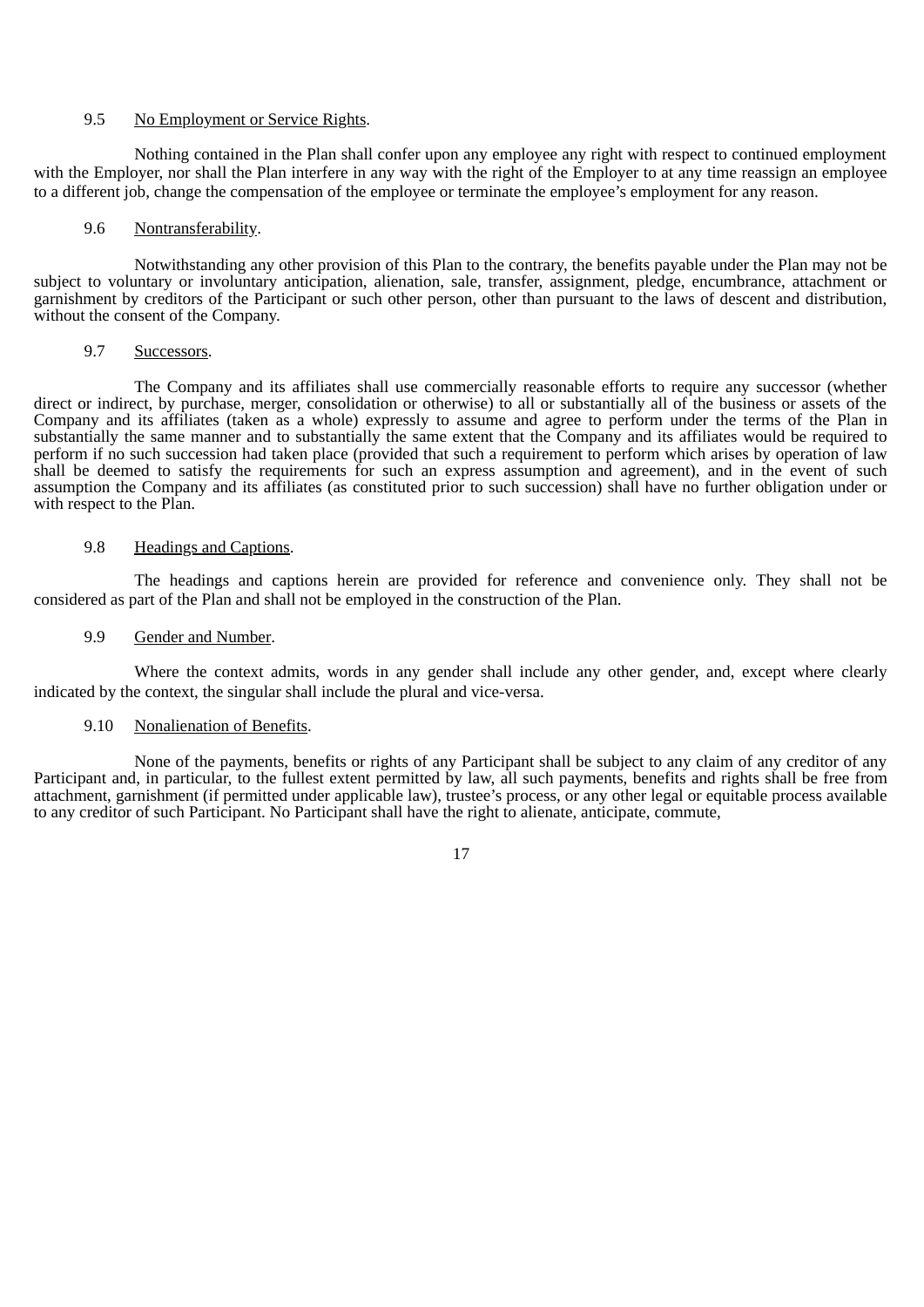9.5 No Employment or Service Rights.

Nothing contained in the Plan shall confer upon any employee any right with respect to continued employment with the Employer, nor shall the Plan interfere in any way with the right of the Employer to at any time reassign an employee to a different job, change the compensation of the employee or terminate the employee's employment for any reason.

9.6 Nontransferability.

Notwithstanding any other provision of this Plan to the contrary, the benefits payable under the Plan may not be subject to voluntary or involuntary anticipation, alienation, sale, transfer, assignment, pledge, encumbrance, attachment or garnishment by creditors of the Participant or such other person, other than pursuant to the laws of descent and distribution, without the consent of the Company.

9.7 Successors.

The Company and its affiliates shall use commercially reasonable efforts to require any successor (whether direct or indirect, by purchase, merger, consolidation or otherwise) to all or substantially all of the business or assets of the Company and its affiliates (taken as a whole) expressly to assume and agree to perform under the terms of the Plan in substantially the same manner and to substantially the same extent that the Company and its affiliates would be required to perform if no such succession had taken place (provided that such a requirement to perform which arises by operation of law shall be deemed to satisfy the requirements for such an express assumption and agreement), and in the event of such assumption the Company and its affiliates (as constituted prior to such succession) shall have no further obligation under or with respect to the Plan.

9.8 Headings and Captions.

The headings and captions herein are provided for reference and convenience only. They shall not be considered as part of the Plan and shall not be employed in the construction of the Plan.

9.9 Gender and Number.

Where the context admits, words in any gender shall include any other gender, and, except where clearly indicated by the context, the singular shall include the plural and vice-versa.

9.10 Nonalienation of Benefits.

None of the payments, benefits or rights of any Participant shall be subject to any claim of any creditor of any Participant and, in particular, to the fullest extent permitted by law, all such payments, benefits and rights shall be free from attachment, garnishment (if permitted under applicable law), trustee's process, or any other legal or equitable process available to any creditor of such Participant. No Participant shall have the right to alienate, anticipate, commute,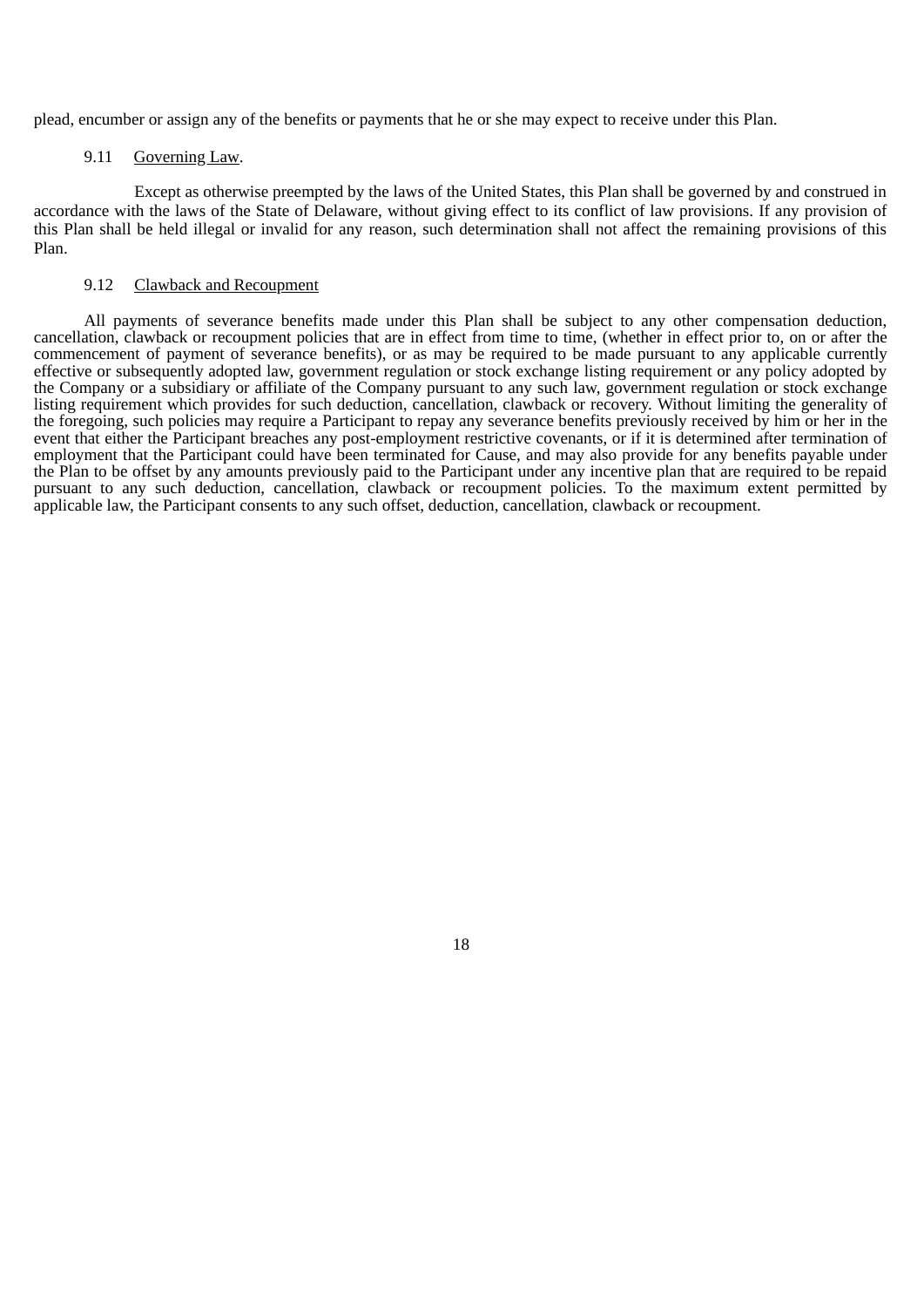plead, encumber or assign any of the benefits or payments that he or she may expect to receive under this Plan.

9.11 Governing Law.

Except as otherwise preempted by the laws of the United States, this Plan shall be governed by and construed in accordance with the laws of the State of Delaware, without giving effect to its conflict of law provisions. If any provision of this Plan shall be held illegal or invalid for any reason, such determination shall not affect the remaining provisions of this Plan.

9.12 Clawback and Recoupment

All payments of severance benefits made under this Plan shall be subject to any other compensation deduction, cancellation, clawback or recoupment policies that are in effect from time to time, (whether in effect prior to, on or after the commencement of payment of severance benefits), or as may be required to be made pursuant to any applicable currently effective or subsequently adopted law, government regulation or stock exchange listing requirement or any policy adopted by the Company or a subsidiary or affiliate of the Company pursuant to any such law, government regulation or stock exchange listing requirement which provides for such deduction, cancellation, clawback or recovery. Without limiting the generality of the foregoing, such policies may require a Participant to repay any severance benefits previously received by him or her in the event that either the Participant breaches any post-employment restrictive covenants, or if it is determined after termination of employment that the Participant could have been terminated for Cause, and may also provide for any benefits payable under the Plan to be offset by any amounts previously paid to the Participant under any incentive plan that are required to be repaid pursuant to any such deduction, cancellation, clawback or recoupment policies. To the maximum extent permitted by applicable law, the Participant consents to any such offset, deduction, cancellation, clawback or recoupment.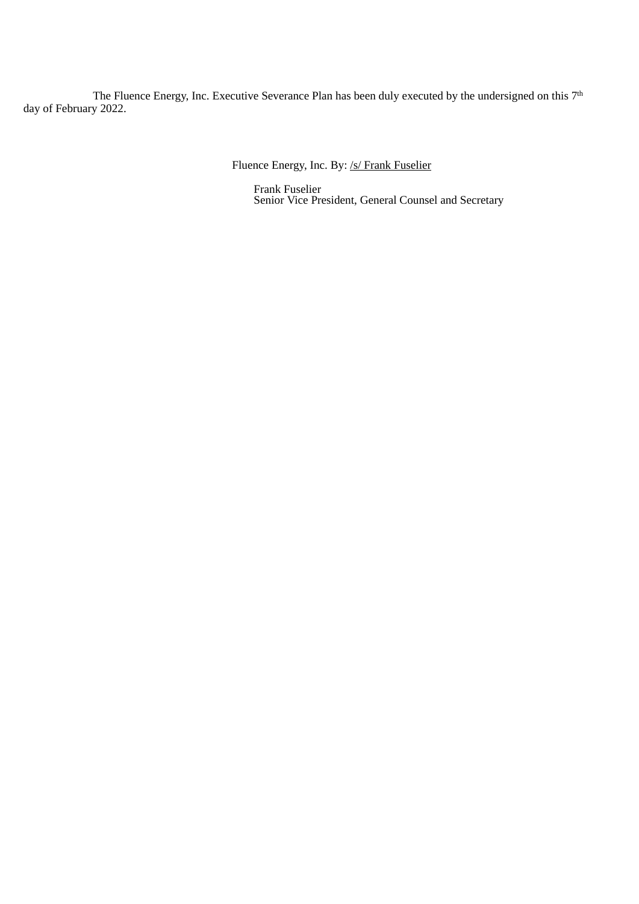The Fluence Energy, Inc. Executive Severance Plan has been duly executed by the undersigned on this 7th day of February 2022.

Fluence Energy, Inc. By: /s/ Frank Fuselier

Frank Fuselier
Senior Vice President, General Counsel and Secretary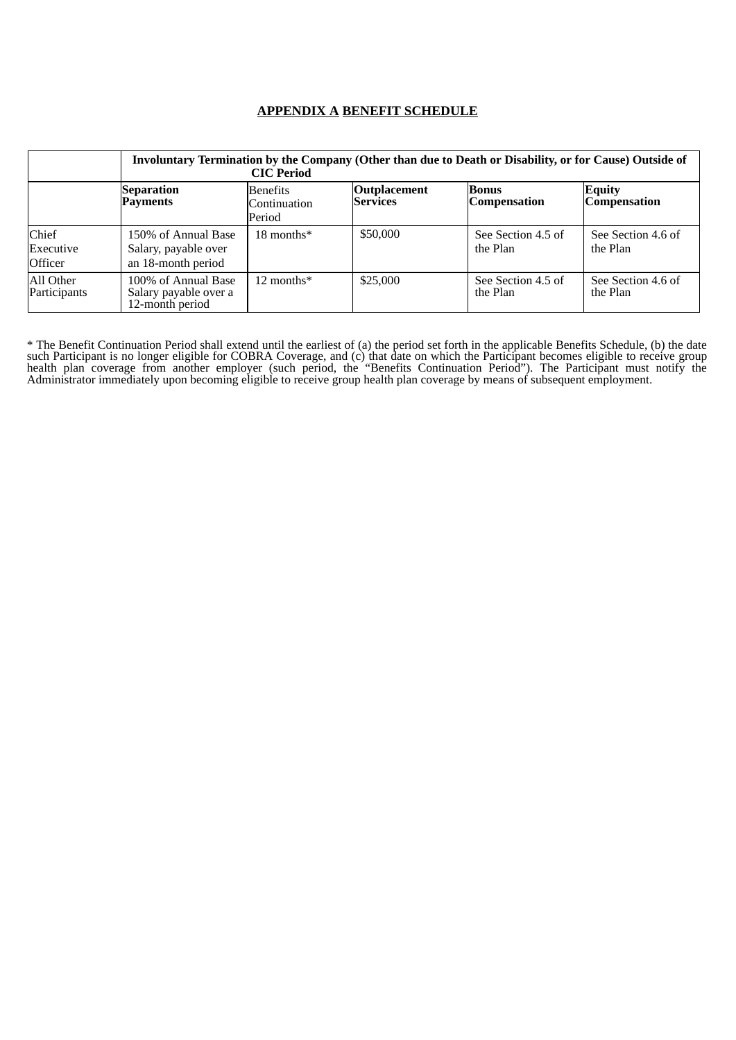## **APPENDIX A BENEFIT SCHEDULE**

| | **Involuntary Termination by the Company (Other than due to Death or Disability, or for Cause) Outside of CIC Period** | | | | |
|---|---|---|---|---|---|
| | **Separation Payments** | Benefits Continuation Period | **Outplacement Services** | **Bonus Compensation** | **Equity Compensation** |
| Chief Executive Officer | 150% of Annual Base Salary, payable over an 18-month period | 18 months* | $50,000 | See Section 4.5 of the Plan | See Section 4.6 of the Plan |
| All Other Participants | 100% of Annual Base Salary payable over a 12-month period | 12 months* | $25,000 | See Section 4.5 of the Plan | See Section 4.6 of the Plan |

* The Benefit Continuation Period shall extend until the earliest of (a) the period set forth in the applicable Benefits Schedule, (b) the date such Participant is no longer eligible for COBRA Coverage, and (c) that date on which the Participant becomes eligible to receive group health plan coverage from another employer (such period, the "Benefits Continuation Period"). The Participant must notify the Administrator immediately upon becoming eligible to receive group health plan coverage by means of subsequent employment.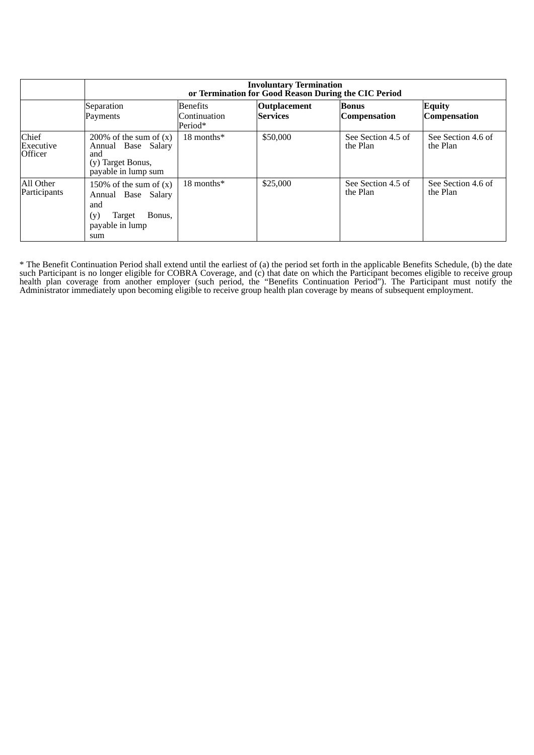| | **Involuntary Termination or Termination for Good Reason During the CIC Period** | | | | |
|---|---|---|---|---|---|
| | Separation Payments | Benefits Continuation Period* | **Outplacement Services** | **Bonus Compensation** | **Equity Compensation** |
| Chief Executive Officer | 200% of the sum of (x) Annual Base Salary and (y) Target Bonus, payable in lump sum | 18 months* | $50,000 | See Section 4.5 of the Plan | See Section 4.6 of the Plan |
| All Other Participants | 150% of the sum of (x) Annual Base Salary and (y) Target Bonus, payable in lump sum | 18 months* | $25,000 | See Section 4.5 of the Plan | See Section 4.6 of the Plan |

* The Benefit Continuation Period shall extend until the earliest of (a) the period set forth in the applicable Benefits Schedule, (b) the date such Participant is no longer eligible for COBRA Coverage, and (c) that date on which the Participant becomes eligible to receive group health plan coverage from another employer (such period, the "Benefits Continuation Period"). The Participant must notify the Administrator immediately upon becoming eligible to receive group health plan coverage by means of subsequent employment.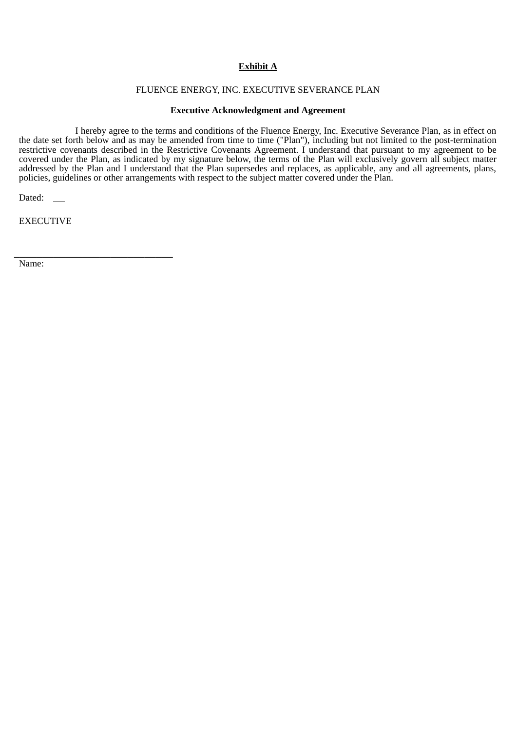**Exhibit A**

FLUENCE ENERGY, INC. EXECUTIVE SEVERANCE PLAN

**Executive Acknowledgment and Agreement**

I hereby agree to the terms and conditions of the Fluence Energy, Inc. Executive Severance Plan, as in effect on the date set forth below and as may be amended from time to time ("Plan"), including but not limited to the post-termination restrictive covenants described in the Restrictive Covenants Agreement. I understand that pursuant to my agreement to be covered under the Plan, as indicated by my signature below, the terms of the Plan will exclusively govern all subject matter addressed by the Plan and I understand that the Plan supersedes and replaces, as applicable, any and all agreements, plans, policies, guidelines or other arrangements with respect to the subject matter covered under the Plan.

Dated: \_\_

EXECUTIVE

\_\_\_\_\_\_\_\_\_\_\_\_\_\_\_\_\_\_\_\_\_\_\_\_\_\_\_\_\_\_\_\_

Name: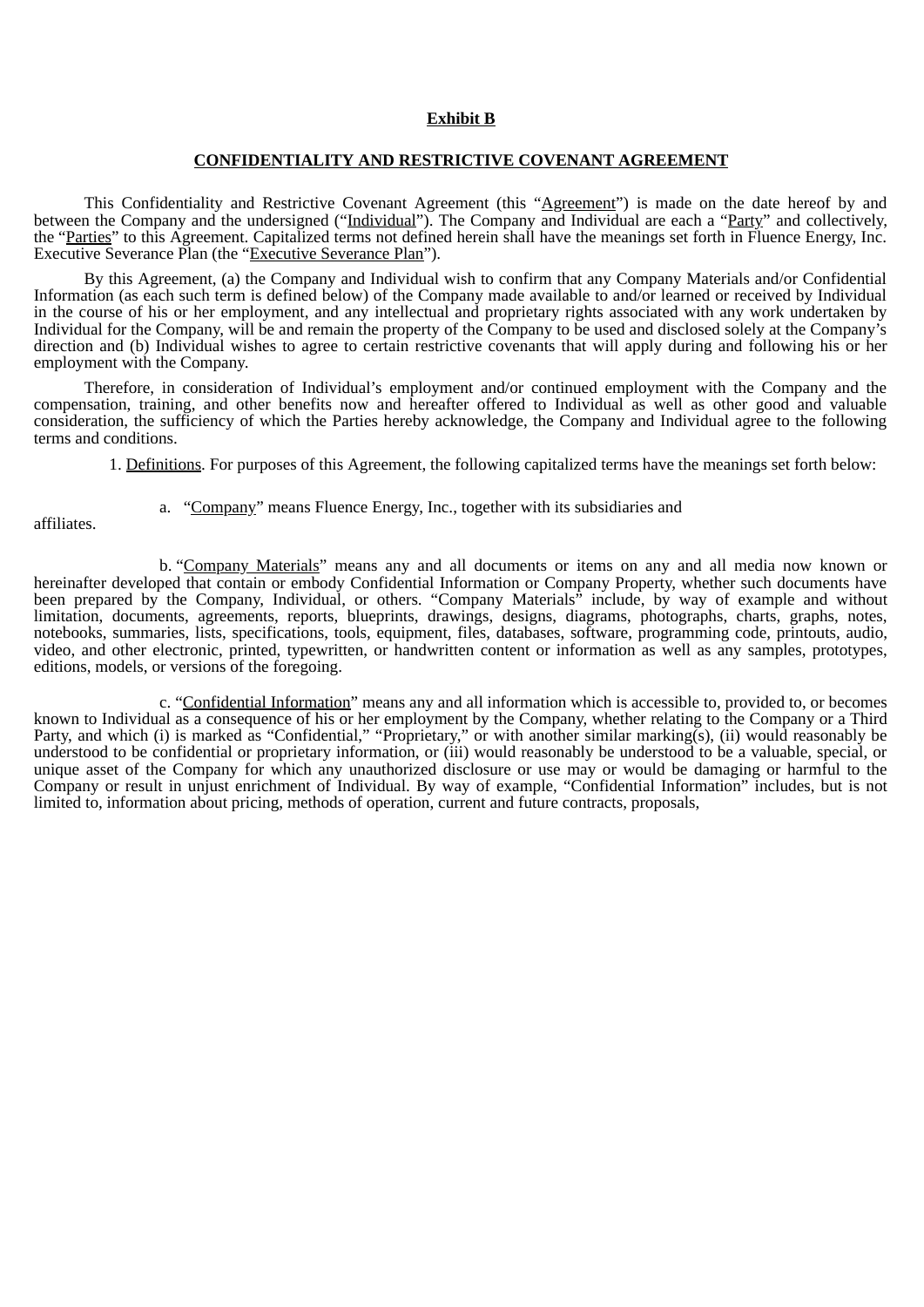**Exhibit B**

**CONFIDENTIALITY AND RESTRICTIVE COVENANT AGREEMENT**

This Confidentiality and Restrictive Covenant Agreement (this "Agreement") is made on the date hereof by and between the Company and the undersigned ("Individual"). The Company and Individual are each a "Party" and collectively, the "Parties" to this Agreement. Capitalized terms not defined herein shall have the meanings set forth in Fluence Energy, Inc. Executive Severance Plan (the "Executive Severance Plan").

By this Agreement, (a) the Company and Individual wish to confirm that any Company Materials and/or Confidential Information (as each such term is defined below) of the Company made available to and/or learned or received by Individual in the course of his or her employment, and any intellectual and proprietary rights associated with any work undertaken by Individual for the Company, will be and remain the property of the Company to be used and disclosed solely at the Company's direction and (b) Individual wishes to agree to certain restrictive covenants that will apply during and following his or her employment with the Company.

Therefore, in consideration of Individual's employment and/or continued employment with the Company and the compensation, training, and other benefits now and hereafter offered to Individual as well as other good and valuable consideration, the sufficiency of which the Parties hereby acknowledge, the Company and Individual agree to the following terms and conditions.

1. Definitions. For purposes of this Agreement, the following capitalized terms have the meanings set forth below:

a. "Company" means Fluence Energy, Inc., together with its subsidiaries and affiliates.

b. "Company Materials" means any and all documents or items on any and all media now known or hereinafter developed that contain or embody Confidential Information or Company Property, whether such documents have been prepared by the Company, Individual, or others. "Company Materials" include, by way of example and without limitation, documents, agreements, reports, blueprints, drawings, designs, diagrams, photographs, charts, graphs, notes, notebooks, summaries, lists, specifications, tools, equipment, files, databases, software, programming code, printouts, audio, video, and other electronic, printed, typewritten, or handwritten content or information as well as any samples, prototypes, editions, models, or versions of the foregoing.

c. "Confidential Information" means any and all information which is accessible to, provided to, or becomes known to Individual as a consequence of his or her employment by the Company, whether relating to the Company or a Third Party, and which (i) is marked as "Confidential," "Proprietary," or with another similar marking(s), (ii) would reasonably be understood to be confidential or proprietary information, or (iii) would reasonably be understood to be a valuable, special, or unique asset of the Company for which any unauthorized disclosure or use may or would be damaging or harmful to the Company or result in unjust enrichment of Individual. By way of example, "Confidential Information" includes, but is not limited to, information about pricing, methods of operation, current and future contracts, proposals,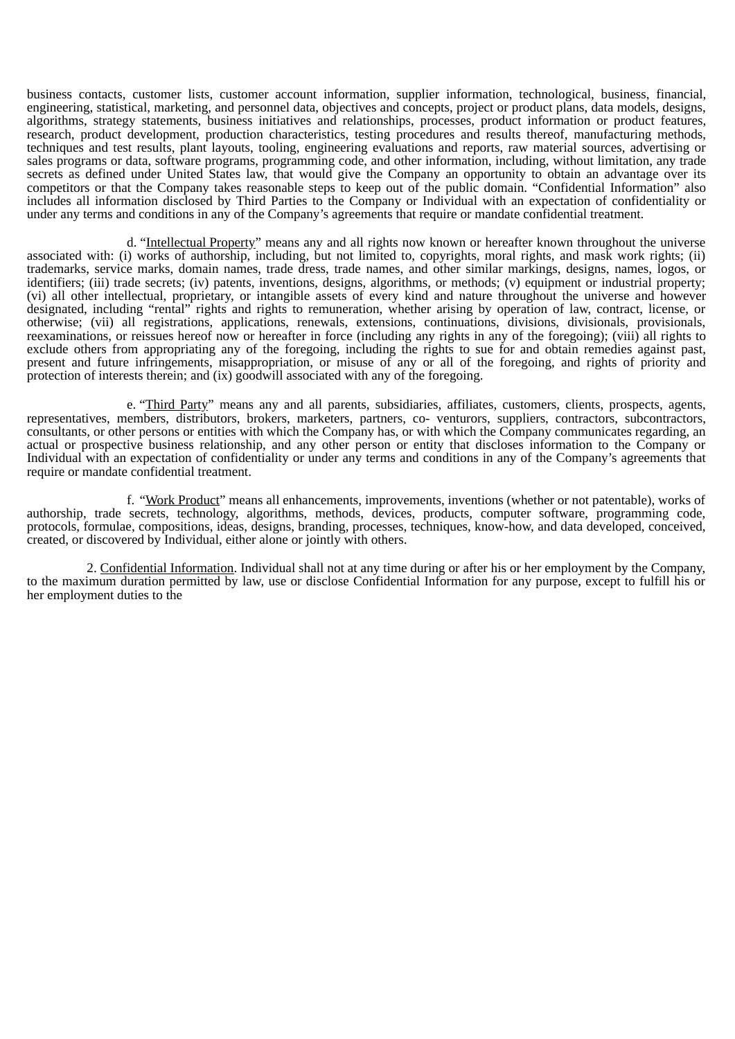business contacts, customer lists, customer account information, supplier information, technological, business, financial, engineering, statistical, marketing, and personnel data, objectives and concepts, project or product plans, data models, designs, algorithms, strategy statements, business initiatives and relationships, processes, product information or product features, research, product development, production characteristics, testing procedures and results thereof, manufacturing methods, techniques and test results, plant layouts, tooling, engineering evaluations and reports, raw material sources, advertising or sales programs or data, software programs, programming code, and other information, including, without limitation, any trade secrets as defined under United States law, that would give the Company an opportunity to obtain an advantage over its competitors or that the Company takes reasonable steps to keep out of the public domain. "Confidential Information" also includes all information disclosed by Third Parties to the Company or Individual with an expectation of confidentiality or under any terms and conditions in any of the Company's agreements that require or mandate confidential treatment.

d. "Intellectual Property" means any and all rights now known or hereafter known throughout the universe associated with: (i) works of authorship, including, but not limited to, copyrights, moral rights, and mask work rights; (ii) trademarks, service marks, domain names, trade dress, trade names, and other similar markings, designs, names, logos, or identifiers; (iii) trade secrets; (iv) patents, inventions, designs, algorithms, or methods; (v) equipment or industrial property; (vi) all other intellectual, proprietary, or intangible assets of every kind and nature throughout the universe and however designated, including "rental" rights and rights to remuneration, whether arising by operation of law, contract, license, or otherwise; (vii) all registrations, applications, renewals, extensions, continuations, divisions, divisionals, provisionals, reexaminations, or reissues hereof now or hereafter in force (including any rights in any of the foregoing); (viii) all rights to exclude others from appropriating any of the foregoing, including the rights to sue for and obtain remedies against past, present and future infringements, misappropriation, or misuse of any or all of the foregoing, and rights of priority and protection of interests therein; and (ix) goodwill associated with any of the foregoing.

e. "Third Party" means any and all parents, subsidiaries, affiliates, customers, clients, prospects, agents, representatives, members, distributors, brokers, marketers, partners, co- venturors, suppliers, contractors, subcontractors, consultants, or other persons or entities with which the Company has, or with which the Company communicates regarding, an actual or prospective business relationship, and any other person or entity that discloses information to the Company or Individual with an expectation of confidentiality or under any terms and conditions in any of the Company's agreements that require or mandate confidential treatment.

f. "Work Product" means all enhancements, improvements, inventions (whether or not patentable), works of authorship, trade secrets, technology, algorithms, methods, devices, products, computer software, programming code, protocols, formulae, compositions, ideas, designs, branding, processes, techniques, know-how, and data developed, conceived, created, or discovered by Individual, either alone or jointly with others.

2. Confidential Information. Individual shall not at any time during or after his or her employment by the Company, to the maximum duration permitted by law, use or disclose Confidential Information for any purpose, except to fulfill his or her employment duties to the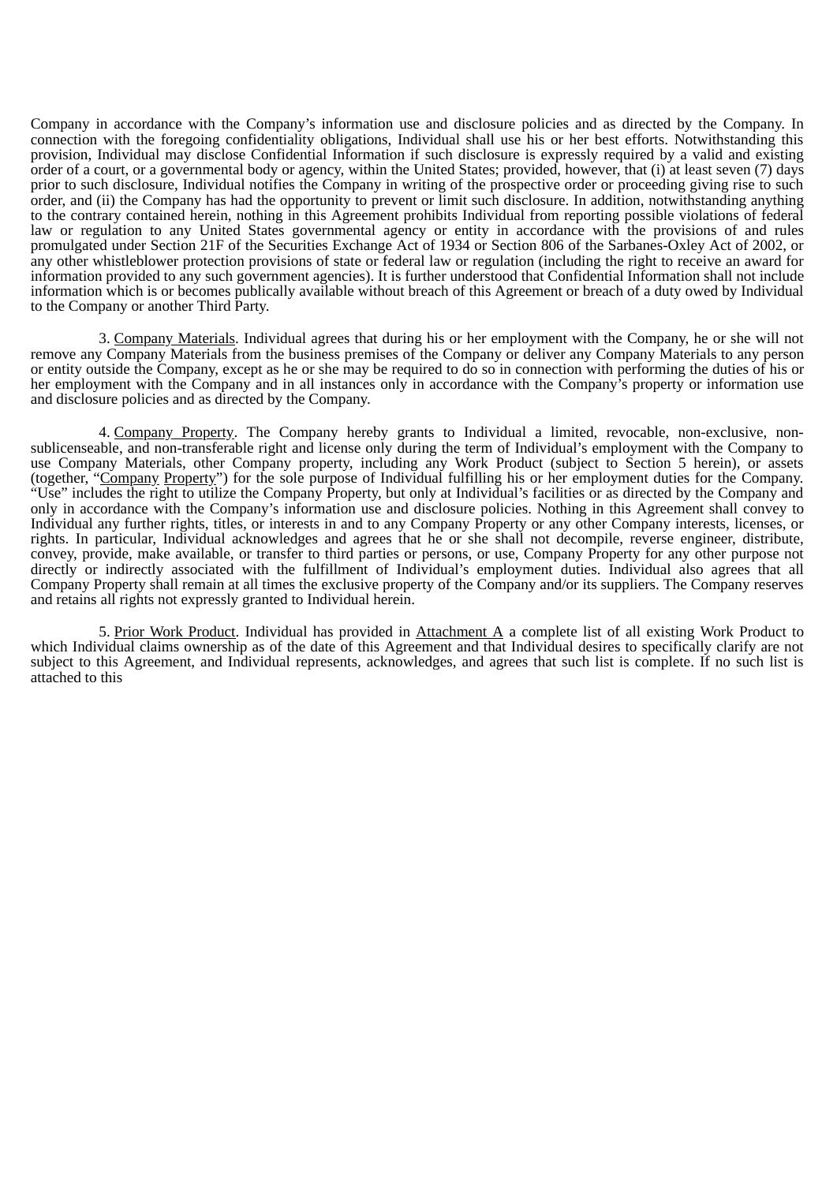Company in accordance with the Company's information use and disclosure policies and as directed by the Company. In connection with the foregoing confidentiality obligations, Individual shall use his or her best efforts. Notwithstanding this provision, Individual may disclose Confidential Information if such disclosure is expressly required by a valid and existing order of a court, or a governmental body or agency, within the United States; provided, however, that (i) at least seven (7) days prior to such disclosure, Individual notifies the Company in writing of the prospective order or proceeding giving rise to such order, and (ii) the Company has had the opportunity to prevent or limit such disclosure. In addition, notwithstanding anything to the contrary contained herein, nothing in this Agreement prohibits Individual from reporting possible violations of federal law or regulation to any United States governmental agency or entity in accordance with the provisions of and rules promulgated under Section 21F of the Securities Exchange Act of 1934 or Section 806 of the Sarbanes-Oxley Act of 2002, or any other whistleblower protection provisions of state or federal law or regulation (including the right to receive an award for information provided to any such government agencies). It is further understood that Confidential Information shall not include information which is or becomes publically available without breach of this Agreement or breach of a duty owed by Individual to the Company or another Third Party.

3. Company Materials. Individual agrees that during his or her employment with the Company, he or she will not remove any Company Materials from the business premises of the Company or deliver any Company Materials to any person or entity outside the Company, except as he or she may be required to do so in connection with performing the duties of his or her employment with the Company and in all instances only in accordance with the Company's property or information use and disclosure policies and as directed by the Company.

4. Company Property. The Company hereby grants to Individual a limited, revocable, non-exclusive, non-sublicenseable, and non-transferable right and license only during the term of Individual's employment with the Company to use Company Materials, other Company property, including any Work Product (subject to Section 5 herein), or assets (together, "Company Property") for the sole purpose of Individual fulfilling his or her employment duties for the Company. "Use" includes the right to utilize the Company Property, but only at Individual's facilities or as directed by the Company and only in accordance with the Company's information use and disclosure policies. Nothing in this Agreement shall convey to Individual any further rights, titles, or interests in and to any Company Property or any other Company interests, licenses, or rights. In particular, Individual acknowledges and agrees that he or she shall not decompile, reverse engineer, distribute, convey, provide, make available, or transfer to third parties or persons, or use, Company Property for any other purpose not directly or indirectly associated with the fulfillment of Individual's employment duties. Individual also agrees that all Company Property shall remain at all times the exclusive property of the Company and/or its suppliers. The Company reserves and retains all rights not expressly granted to Individual herein.

5. Prior Work Product. Individual has provided in Attachment A a complete list of all existing Work Product to which Individual claims ownership as of the date of this Agreement and that Individual desires to specifically clarify are not subject to this Agreement, and Individual represents, acknowledges, and agrees that such list is complete. If no such list is attached to this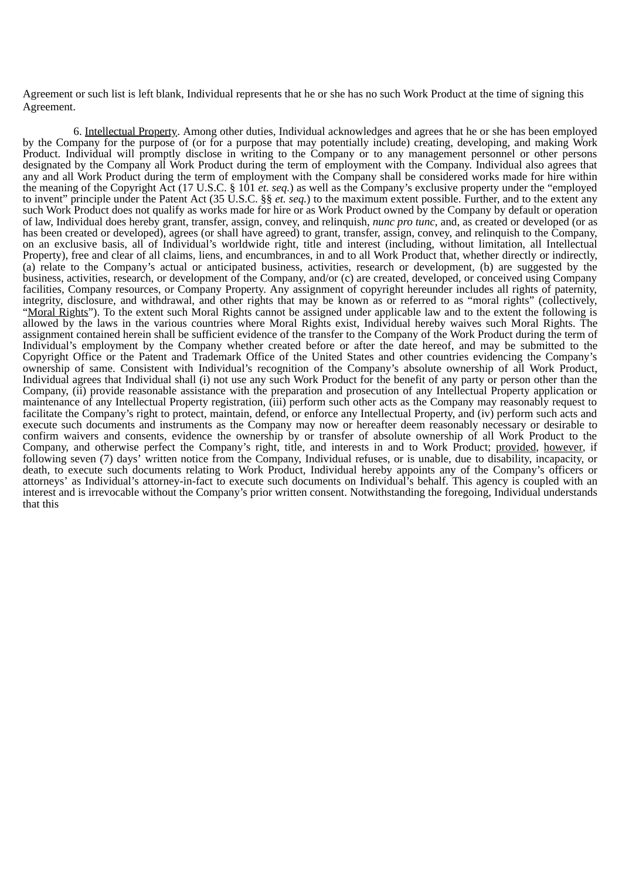Agreement or such list is left blank, Individual represents that he or she has no such Work Product at the time of signing this Agreement.

6. Intellectual Property. Among other duties, Individual acknowledges and agrees that he or she has been employed by the Company for the purpose of (or for a purpose that may potentially include) creating, developing, and making Work Product. Individual will promptly disclose in writing to the Company or to any management personnel or other persons designated by the Company all Work Product during the term of employment with the Company. Individual also agrees that any and all Work Product during the term of employment with the Company shall be considered works made for hire within the meaning of the Copyright Act (17 U.S.C. § 101 *et. seq.*) as well as the Company's exclusive property under the "employed to invent" principle under the Patent Act (35 U.S.C. §§ *et. seq.*) to the maximum extent possible. Further, and to the extent any such Work Product does not qualify as works made for hire or as Work Product owned by the Company by default or operation of law, Individual does hereby grant, transfer, assign, convey, and relinquish, *nunc pro tunc*, and, as created or developed (or as has been created or developed), agrees (or shall have agreed) to grant, transfer, assign, convey, and relinquish to the Company, on an exclusive basis, all of Individual's worldwide right, title and interest (including, without limitation, all Intellectual Property), free and clear of all claims, liens, and encumbrances, in and to all Work Product that, whether directly or indirectly, (a) relate to the Company's actual or anticipated business, activities, research or development, (b) are suggested by the business, activities, research, or development of the Company, and/or (c) are created, developed, or conceived using Company facilities, Company resources, or Company Property. Any assignment of copyright hereunder includes all rights of paternity, integrity, disclosure, and withdrawal, and other rights that may be known as or referred to as "moral rights" (collectively, "Moral Rights"). To the extent such Moral Rights cannot be assigned under applicable law and to the extent the following is allowed by the laws in the various countries where Moral Rights exist, Individual hereby waives such Moral Rights. The assignment contained herein shall be sufficient evidence of the transfer to the Company of the Work Product during the term of Individual's employment by the Company whether created before or after the date hereof, and may be submitted to the Copyright Office or the Patent and Trademark Office of the United States and other countries evidencing the Company's ownership of same. Consistent with Individual's recognition of the Company's absolute ownership of all Work Product, Individual agrees that Individual shall (i) not use any such Work Product for the benefit of any party or person other than the Company, (ii) provide reasonable assistance with the preparation and prosecution of any Intellectual Property application or maintenance of any Intellectual Property registration, (iii) perform such other acts as the Company may reasonably request to facilitate the Company's right to protect, maintain, defend, or enforce any Intellectual Property, and (iv) perform such acts and execute such documents and instruments as the Company may now or hereafter deem reasonably necessary or desirable to confirm waivers and consents, evidence the ownership by or transfer of absolute ownership of all Work Product to the Company, and otherwise perfect the Company's right, title, and interests in and to Work Product; provided, however, if following seven (7) days' written notice from the Company, Individual refuses, or is unable, due to disability, incapacity, or death, to execute such documents relating to Work Product, Individual hereby appoints any of the Company's officers or attorneys' as Individual's attorney-in-fact to execute such documents on Individual's behalf. This agency is coupled with an interest and is irrevocable without the Company's prior written consent. Notwithstanding the foregoing, Individual understands that this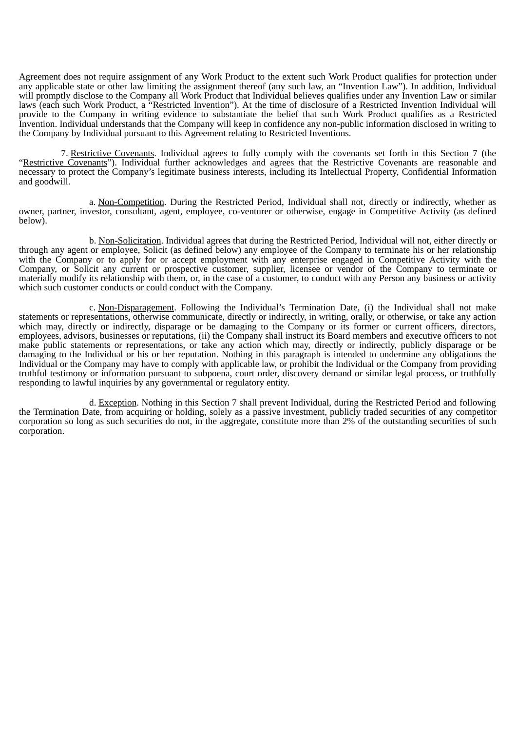Agreement does not require assignment of any Work Product to the extent such Work Product qualifies for protection under any applicable state or other law limiting the assignment thereof (any such law, an “Invention Law”). In addition, Individual will promptly disclose to the Company all Work Product that Individual believes qualifies under any Invention Law or similar laws (each such Work Product, a “Restricted Invention”). At the time of disclosure of a Restricted Invention Individual will provide to the Company in writing evidence to substantiate the belief that such Work Product qualifies as a Restricted Invention. Individual understands that the Company will keep in confidence any non-public information disclosed in writing to the Company by Individual pursuant to this Agreement relating to Restricted Inventions.

7. Restrictive Covenants. Individual agrees to fully comply with the covenants set forth in this Section 7 (the “Restrictive Covenants”). Individual further acknowledges and agrees that the Restrictive Covenants are reasonable and necessary to protect the Company’s legitimate business interests, including its Intellectual Property, Confidential Information and goodwill.

a. Non-Competition. During the Restricted Period, Individual shall not, directly or indirectly, whether as owner, partner, investor, consultant, agent, employee, co-venturer or otherwise, engage in Competitive Activity (as defined below).

b. Non-Solicitation. Individual agrees that during the Restricted Period, Individual will not, either directly or through any agent or employee, Solicit (as defined below) any employee of the Company to terminate his or her relationship with the Company or to apply for or accept employment with any enterprise engaged in Competitive Activity with the Company, or Solicit any current or prospective customer, supplier, licensee or vendor of the Company to terminate or materially modify its relationship with them, or, in the case of a customer, to conduct with any Person any business or activity which such customer conducts or could conduct with the Company.

c. Non-Disparagement. Following the Individual’s Termination Date, (i) the Individual shall not make statements or representations, otherwise communicate, directly or indirectly, in writing, orally, or otherwise, or take any action which may, directly or indirectly, disparage or be damaging to the Company or its former or current officers, directors, employees, advisors, businesses or reputations, (ii) the Company shall instruct its Board members and executive officers to not make public statements or representations, or take any action which may, directly or indirectly, publicly disparage or be damaging to the Individual or his or her reputation. Nothing in this paragraph is intended to undermine any obligations the Individual or the Company may have to comply with applicable law, or prohibit the Individual or the Company from providing truthful testimony or information pursuant to subpoena, court order, discovery demand or similar legal process, or truthfully responding to lawful inquiries by any governmental or regulatory entity.

d. Exception. Nothing in this Section 7 shall prevent Individual, during the Restricted Period and following the Termination Date, from acquiring or holding, solely as a passive investment, publicly traded securities of any competitor corporation so long as such securities do not, in the aggregate, constitute more than 2% of the outstanding securities of such corporation.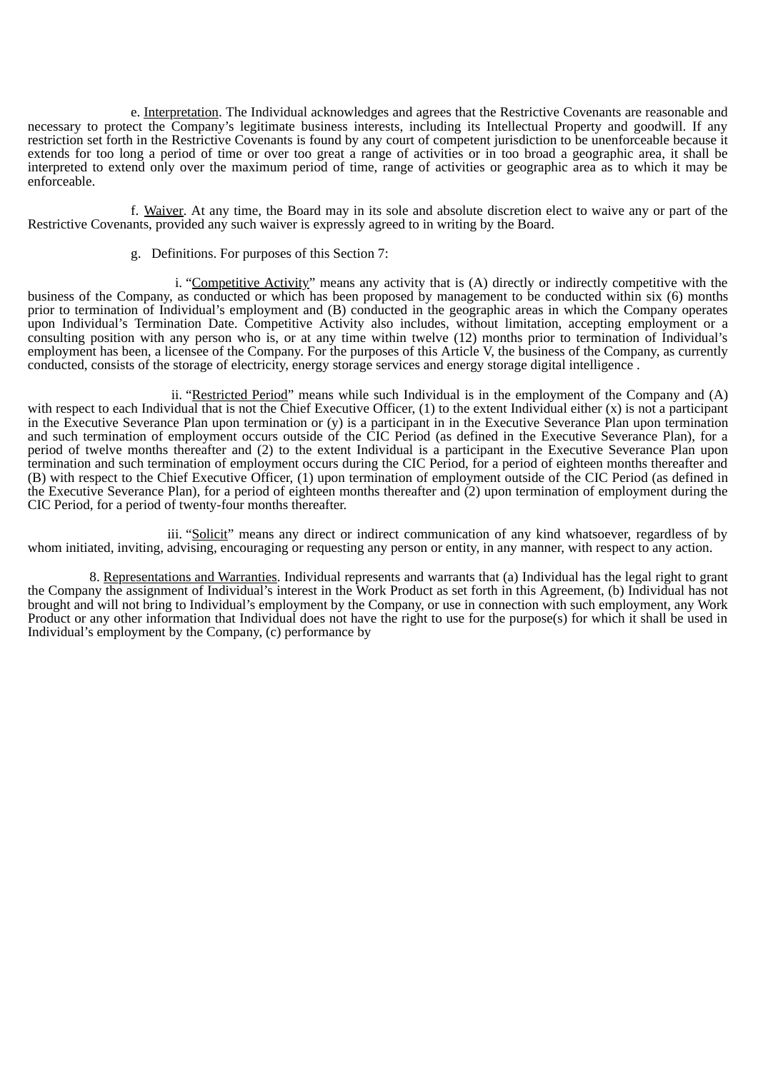e. Interpretation. The Individual acknowledges and agrees that the Restrictive Covenants are reasonable and necessary to protect the Company's legitimate business interests, including its Intellectual Property and goodwill. If any restriction set forth in the Restrictive Covenants is found by any court of competent jurisdiction to be unenforceable because it extends for too long a period of time or over too great a range of activities or in too broad a geographic area, it shall be interpreted to extend only over the maximum period of time, range of activities or geographic area as to which it may be enforceable.

f. Waiver. At any time, the Board may in its sole and absolute discretion elect to waive any or part of the Restrictive Covenants, provided any such waiver is expressly agreed to in writing by the Board.

g. Definitions. For purposes of this Section 7:

i. "Competitive Activity" means any activity that is (A) directly or indirectly competitive with the business of the Company, as conducted or which has been proposed by management to be conducted within six (6) months prior to termination of Individual's employment and (B) conducted in the geographic areas in which the Company operates upon Individual's Termination Date. Competitive Activity also includes, without limitation, accepting employment or a consulting position with any person who is, or at any time within twelve (12) months prior to termination of Individual's employment has been, a licensee of the Company. For the purposes of this Article V, the business of the Company, as currently conducted, consists of the storage of electricity, energy storage services and energy storage digital intelligence .

ii. "Restricted Period" means while such Individual is in the employment of the Company and (A) with respect to each Individual that is not the Chief Executive Officer, (1) to the extent Individual either (x) is not a participant in the Executive Severance Plan upon termination or (y) is a participant in in the Executive Severance Plan upon termination and such termination of employment occurs outside of the CIC Period (as defined in the Executive Severance Plan), for a period of twelve months thereafter and (2) to the extent Individual is a participant in the Executive Severance Plan upon termination and such termination of employment occurs during the CIC Period, for a period of eighteen months thereafter and (B) with respect to the Chief Executive Officer, (1) upon termination of employment outside of the CIC Period (as defined in the Executive Severance Plan), for a period of eighteen months thereafter and (2) upon termination of employment during the CIC Period, for a period of twenty-four months thereafter.

iii. "Solicit" means any direct or indirect communication of any kind whatsoever, regardless of by whom initiated, inviting, advising, encouraging or requesting any person or entity, in any manner, with respect to any action.

8. Representations and Warranties. Individual represents and warrants that (a) Individual has the legal right to grant the Company the assignment of Individual's interest in the Work Product as set forth in this Agreement, (b) Individual has not brought and will not bring to Individual's employment by the Company, or use in connection with such employment, any Work Product or any other information that Individual does not have the right to use for the purpose(s) for which it shall be used in Individual's employment by the Company, (c) performance by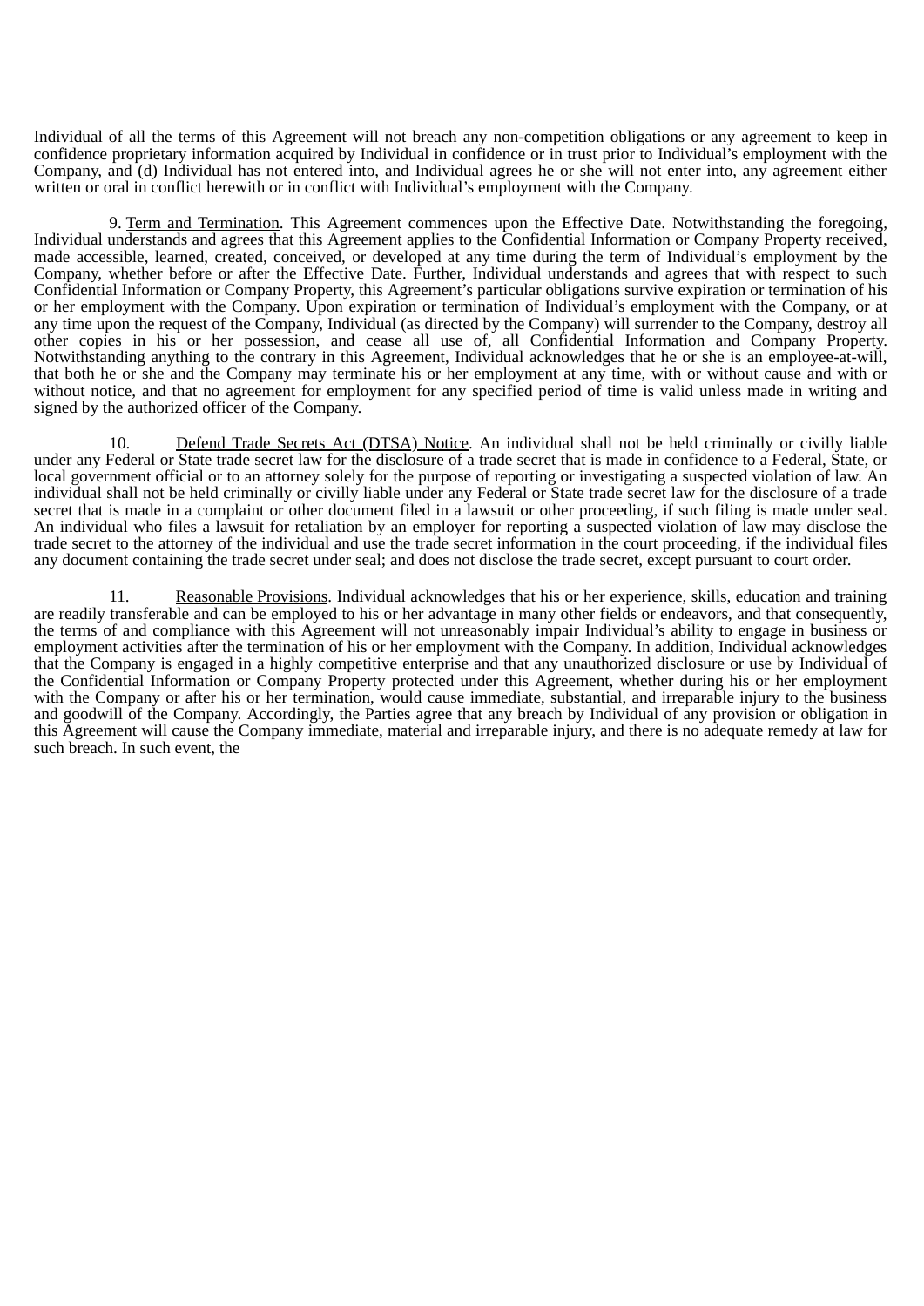Individual of all the terms of this Agreement will not breach any non-competition obligations or any agreement to keep in confidence proprietary information acquired by Individual in confidence or in trust prior to Individual's employment with the Company, and (d) Individual has not entered into, and Individual agrees he or she will not enter into, any agreement either written or oral in conflict herewith or in conflict with Individual's employment with the Company.

9. Term and Termination. This Agreement commences upon the Effective Date. Notwithstanding the foregoing, Individual understands and agrees that this Agreement applies to the Confidential Information or Company Property received, made accessible, learned, created, conceived, or developed at any time during the term of Individual's employment by the Company, whether before or after the Effective Date. Further, Individual understands and agrees that with respect to such Confidential Information or Company Property, this Agreement's particular obligations survive expiration or termination of his or her employment with the Company. Upon expiration or termination of Individual's employment with the Company, or at any time upon the request of the Company, Individual (as directed by the Company) will surrender to the Company, destroy all other copies in his or her possession, and cease all use of, all Confidential Information and Company Property. Notwithstanding anything to the contrary in this Agreement, Individual acknowledges that he or she is an employee-at-will, that both he or she and the Company may terminate his or her employment at any time, with or without cause and with or without notice, and that no agreement for employment for any specified period of time is valid unless made in writing and signed by the authorized officer of the Company.

10. Defend Trade Secrets Act (DTSA) Notice. An individual shall not be held criminally or civilly liable under any Federal or State trade secret law for the disclosure of a trade secret that is made in confidence to a Federal, State, or local government official or to an attorney solely for the purpose of reporting or investigating a suspected violation of law. An individual shall not be held criminally or civilly liable under any Federal or State trade secret law for the disclosure of a trade secret that is made in a complaint or other document filed in a lawsuit or other proceeding, if such filing is made under seal. An individual who files a lawsuit for retaliation by an employer for reporting a suspected violation of law may disclose the trade secret to the attorney of the individual and use the trade secret information in the court proceeding, if the individual files any document containing the trade secret under seal; and does not disclose the trade secret, except pursuant to court order.

11. Reasonable Provisions. Individual acknowledges that his or her experience, skills, education and training are readily transferable and can be employed to his or her advantage in many other fields or endeavors, and that consequently, the terms of and compliance with this Agreement will not unreasonably impair Individual's ability to engage in business or employment activities after the termination of his or her employment with the Company. In addition, Individual acknowledges that the Company is engaged in a highly competitive enterprise and that any unauthorized disclosure or use by Individual of the Confidential Information or Company Property protected under this Agreement, whether during his or her employment with the Company or after his or her termination, would cause immediate, substantial, and irreparable injury to the business and goodwill of the Company. Accordingly, the Parties agree that any breach by Individual of any provision or obligation in this Agreement will cause the Company immediate, material and irreparable injury, and there is no adequate remedy at law for such breach. In such event, the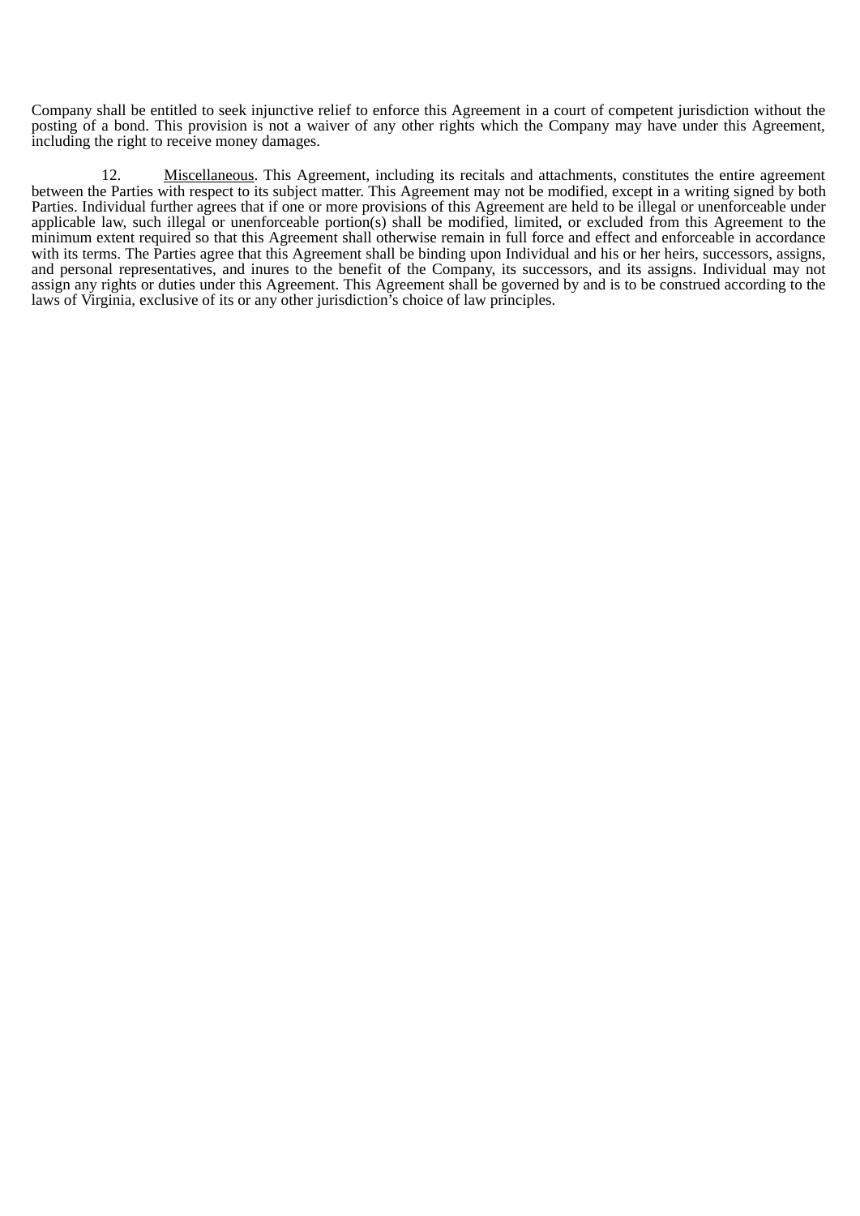Company shall be entitled to seek injunctive relief to enforce this Agreement in a court of competent jurisdiction without the posting of a bond. This provision is not a waiver of any other rights which the Company may have under this Agreement, including the right to receive money damages.

12. Miscellaneous. This Agreement, including its recitals and attachments, constitutes the entire agreement between the Parties with respect to its subject matter. This Agreement may not be modified, except in a writing signed by both Parties. Individual further agrees that if one or more provisions of this Agreement are held to be illegal or unenforceable under applicable law, such illegal or unenforceable portion(s) shall be modified, limited, or excluded from this Agreement to the minimum extent required so that this Agreement shall otherwise remain in full force and effect and enforceable in accordance with its terms. The Parties agree that this Agreement shall be binding upon Individual and his or her heirs, successors, assigns, and personal representatives, and inures to the benefit of the Company, its successors, and its assigns. Individual may not assign any rights or duties under this Agreement. This Agreement shall be governed by and is to be construed according to the laws of Virginia, exclusive of its or any other jurisdiction's choice of law principles.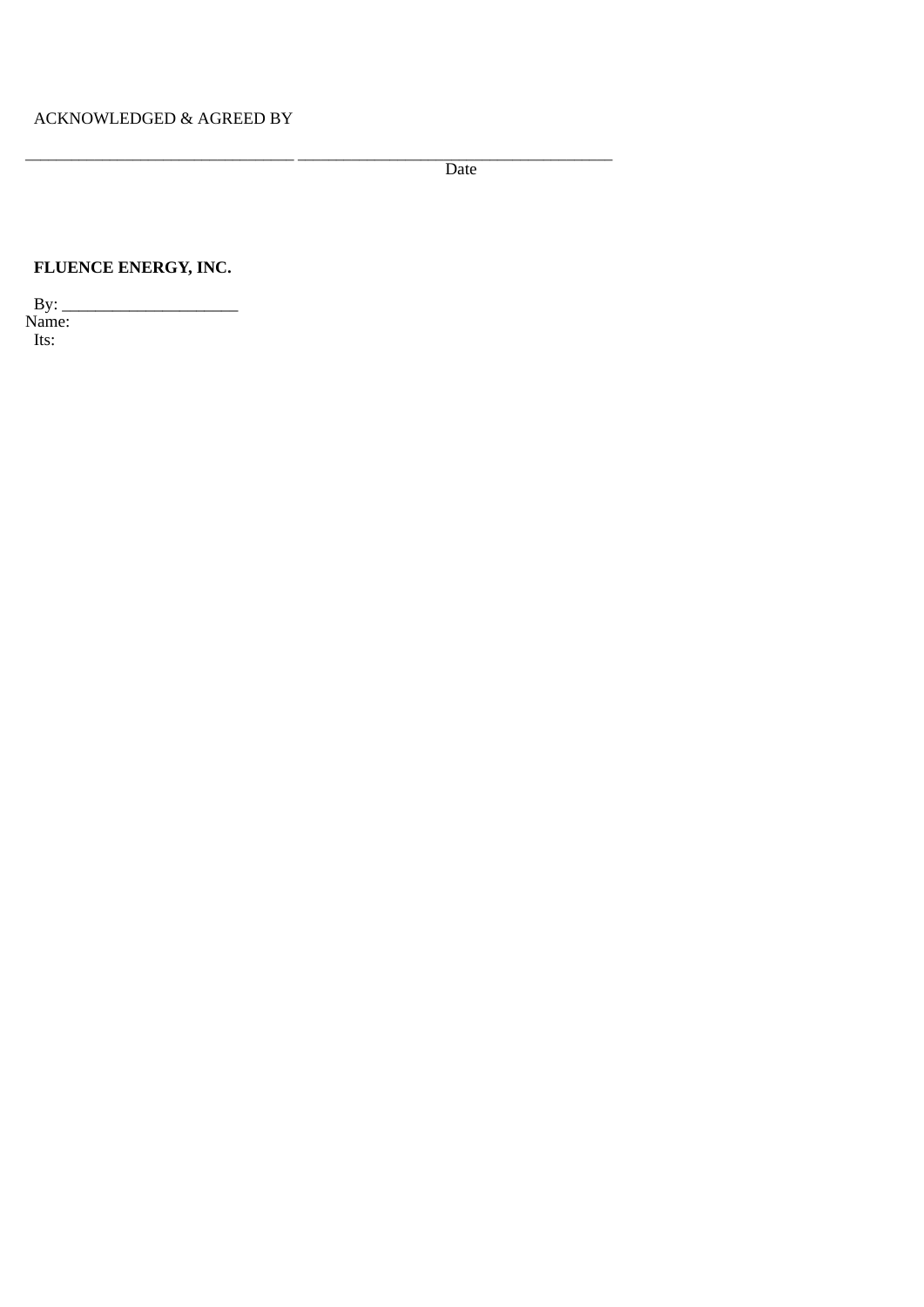ACKNOWLEDGED & AGREED BY

\_\_\_\_\_\_\_\_\_\_\_\_\_\_\_\_\_\_\_\_\_\_\_\_\_\_\_\_\_\_\_\_\_ \_\_\_\_\_\_\_\_\_\_\_\_\_\_\_\_\_\_\_\_\_\_\_\_\_\_\_\_\_\_\_\_\_\_\_\_\_\_

Date

**FLUENCE ENERGY, INC.**

By: \_\_\_\_\_\_\_\_\_\_\_\_\_\_\_\_\_\_\_\_\_

Name:

Its: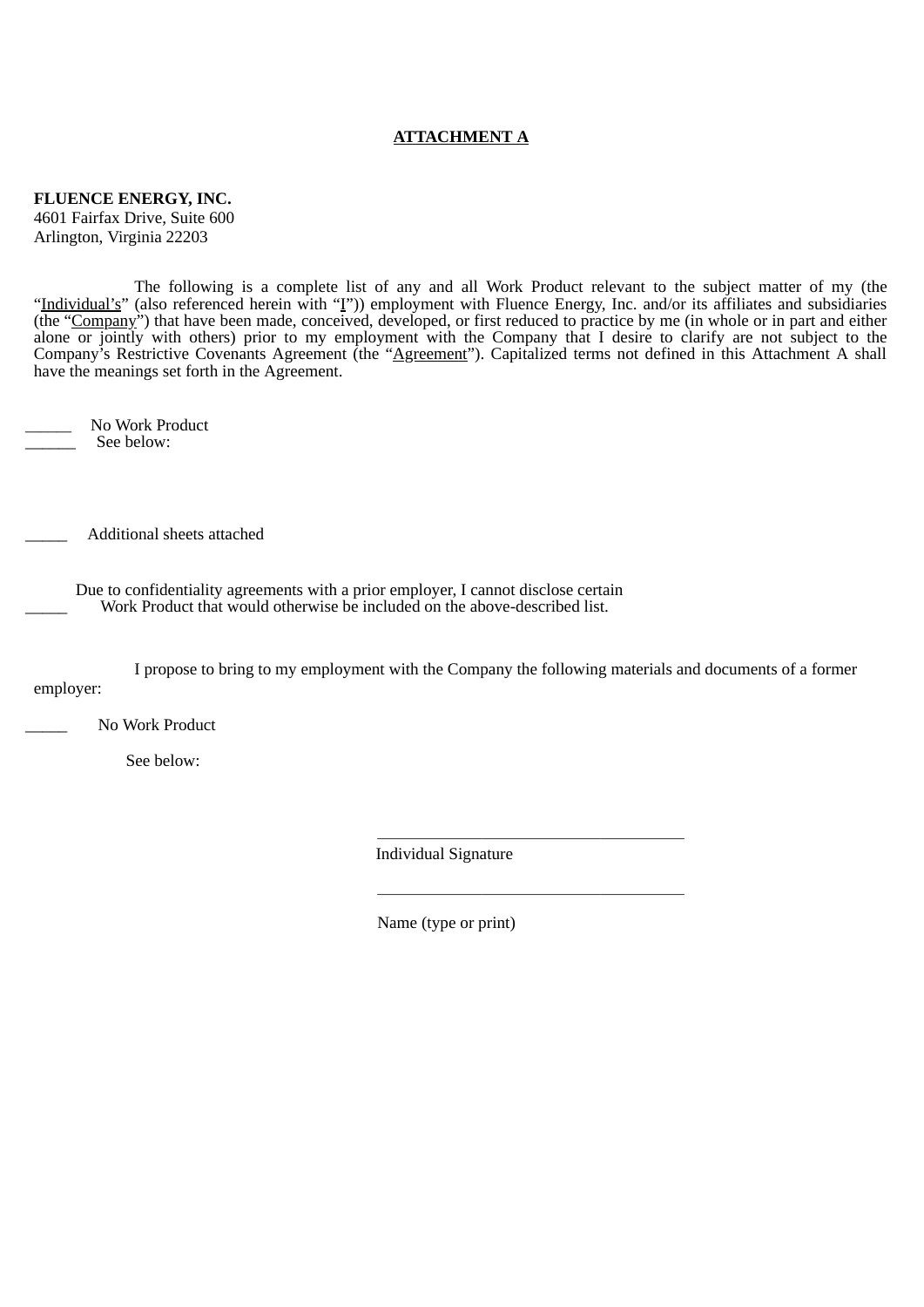**ATTACHMENT A**

**FLUENCE ENERGY, INC.**
4601 Fairfax Drive, Suite 600
Arlington, Virginia 22203

The following is a complete list of any and all Work Product relevant to the subject matter of my (the "Individual's" (also referenced herein with "I")) employment with Fluence Energy, Inc. and/or its affiliates and subsidiaries (the "Company") that have been made, conceived, developed, or first reduced to practice by me (in whole or in part and either alone or jointly with others) prior to my employment with the Company that I desire to clarify are not subject to the Company's Restrictive Covenants Agreement (the "Agreement"). Capitalized terms not defined in this Attachment A shall have the meanings set forth in the Agreement.

_____ No Work Product
______ See below:

_____ Additional sheets attached

_____ Due to confidentiality agreements with a prior employer, I cannot disclose certain Work Product that would otherwise be included on the above-described list.

I propose to bring to my employment with the Company the following materials and documents of a former employer:

_____ No Work Product

See below:

\_\_\_\_\_\_\_\_\_\_\_\_\_\_\_\_\_\_\_\_\_\_\_\_\_\_\_\_\_\_\_\_\_\_\_\_
Individual Signature

\_\_\_\_\_\_\_\_\_\_\_\_\_\_\_\_\_\_\_\_\_\_\_\_\_\_\_\_\_\_\_\_\_\_\_\_
Name (type or print)